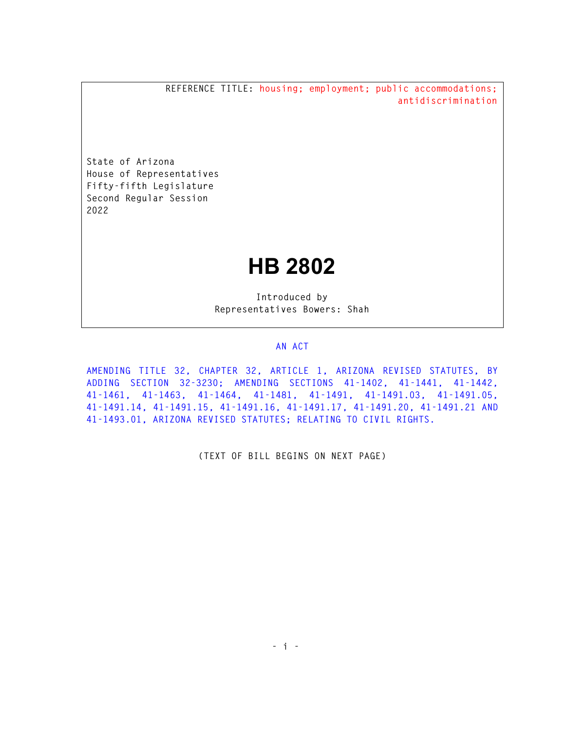REFERENCE TITLE: housing; employment; public accommodations; antidiscrimination

State of Arizona
House of Representatives
Fifty-fifth Legislature
Second Regular Session
2022

# HB 2802

Introduced by
Representatives Bowers: Shah

## AN ACT

AMENDING TITLE 32, CHAPTER 32, ARTICLE 1, ARIZONA REVISED STATUTES, BY ADDING SECTION 32-3230; AMENDING SECTIONS 41-1402, 41-1441, 41-1442, 41-1461, 41-1463, 41-1464, 41-1481, 41-1491, 41-1491.03, 41-1491.05, 41-1491.14, 41-1491.15, 41-1491.16, 41-1491.17, 41-1491.20, 41-1491.21 AND 41-1493.01, ARIZONA REVISED STATUTES; RELATING TO CIVIL RIGHTS.

(TEXT OF BILL BEGINS ON NEXT PAGE)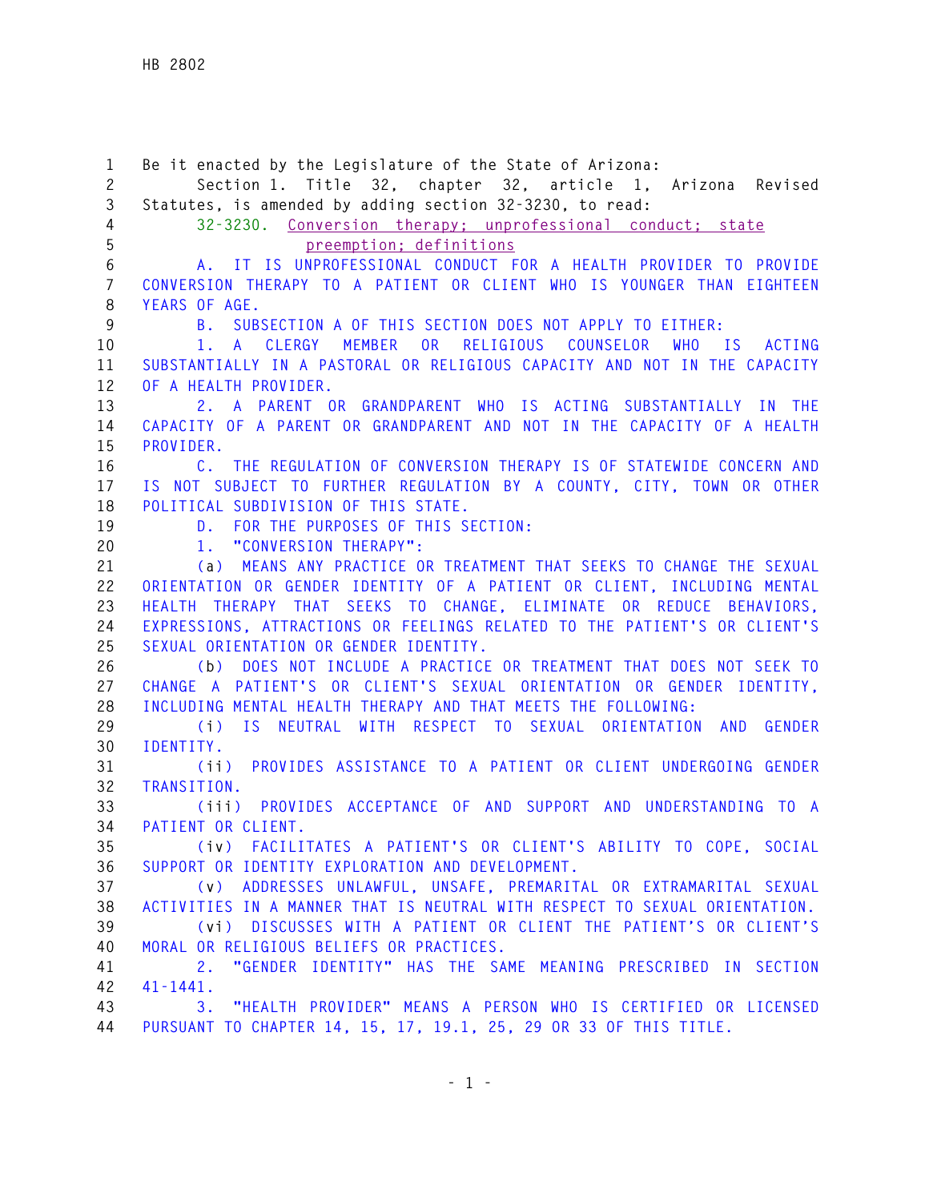Be it enacted by the Legislature of the State of Arizona:

Section 1. Title 32, chapter 32, article 1, Arizona Revised Statutes, is amended by adding section 32-3230, to read:

32-3230. Conversion therapy; unprofessional conduct; state preemption; definitions

A. IT IS UNPROFESSIONAL CONDUCT FOR A HEALTH PROVIDER TO PROVIDE CONVERSION THERAPY TO A PATIENT OR CLIENT WHO IS YOUNGER THAN EIGHTEEN YEARS OF AGE.

B. SUBSECTION A OF THIS SECTION DOES NOT APPLY TO EITHER:

1. A CLERGY MEMBER OR RELIGIOUS COUNSELOR WHO IS ACTING SUBSTANTIALLY IN A PASTORAL OR RELIGIOUS CAPACITY AND NOT IN THE CAPACITY OF A HEALTH PROVIDER.

2. A PARENT OR GRANDPARENT WHO IS ACTING SUBSTANTIALLY IN THE CAPACITY OF A PARENT OR GRANDPARENT AND NOT IN THE CAPACITY OF A HEALTH PROVIDER.

C. THE REGULATION OF CONVERSION THERAPY IS OF STATEWIDE CONCERN AND IS NOT SUBJECT TO FURTHER REGULATION BY A COUNTY, CITY, TOWN OR OTHER POLITICAL SUBDIVISION OF THIS STATE.

D. FOR THE PURPOSES OF THIS SECTION:

1. "CONVERSION THERAPY":

(a) MEANS ANY PRACTICE OR TREATMENT THAT SEEKS TO CHANGE THE SEXUAL ORIENTATION OR GENDER IDENTITY OF A PATIENT OR CLIENT, INCLUDING MENTAL HEALTH THERAPY THAT SEEKS TO CHANGE, ELIMINATE OR REDUCE BEHAVIORS, EXPRESSIONS, ATTRACTIONS OR FEELINGS RELATED TO THE PATIENT'S OR CLIENT'S SEXUAL ORIENTATION OR GENDER IDENTITY.

(b) DOES NOT INCLUDE A PRACTICE OR TREATMENT THAT DOES NOT SEEK TO CHANGE A PATIENT'S OR CLIENT'S SEXUAL ORIENTATION OR GENDER IDENTITY, INCLUDING MENTAL HEALTH THERAPY AND THAT MEETS THE FOLLOWING:

(i) IS NEUTRAL WITH RESPECT TO SEXUAL ORIENTATION AND GENDER IDENTITY.

(ii) PROVIDES ASSISTANCE TO A PATIENT OR CLIENT UNDERGOING GENDER TRANSITION.

(iii) PROVIDES ACCEPTANCE OF AND SUPPORT AND UNDERSTANDING TO A PATIENT OR CLIENT.

(iv) FACILITATES A PATIENT'S OR CLIENT'S ABILITY TO COPE, SOCIAL SUPPORT OR IDENTITY EXPLORATION AND DEVELOPMENT.

(v) ADDRESSES UNLAWFUL, UNSAFE, PREMARITAL OR EXTRAMARITAL SEXUAL ACTIVITIES IN A MANNER THAT IS NEUTRAL WITH RESPECT TO SEXUAL ORIENTATION.

(vi) DISCUSSES WITH A PATIENT OR CLIENT THE PATIENT'S OR CLIENT'S MORAL OR RELIGIOUS BELIEFS OR PRACTICES.

2. "GENDER IDENTITY" HAS THE SAME MEANING PRESCRIBED IN SECTION 41-1441.

3. "HEALTH PROVIDER" MEANS A PERSON WHO IS CERTIFIED OR LICENSED PURSUANT TO CHAPTER 14, 15, 17, 19.1, 25, 29 OR 33 OF THIS TITLE.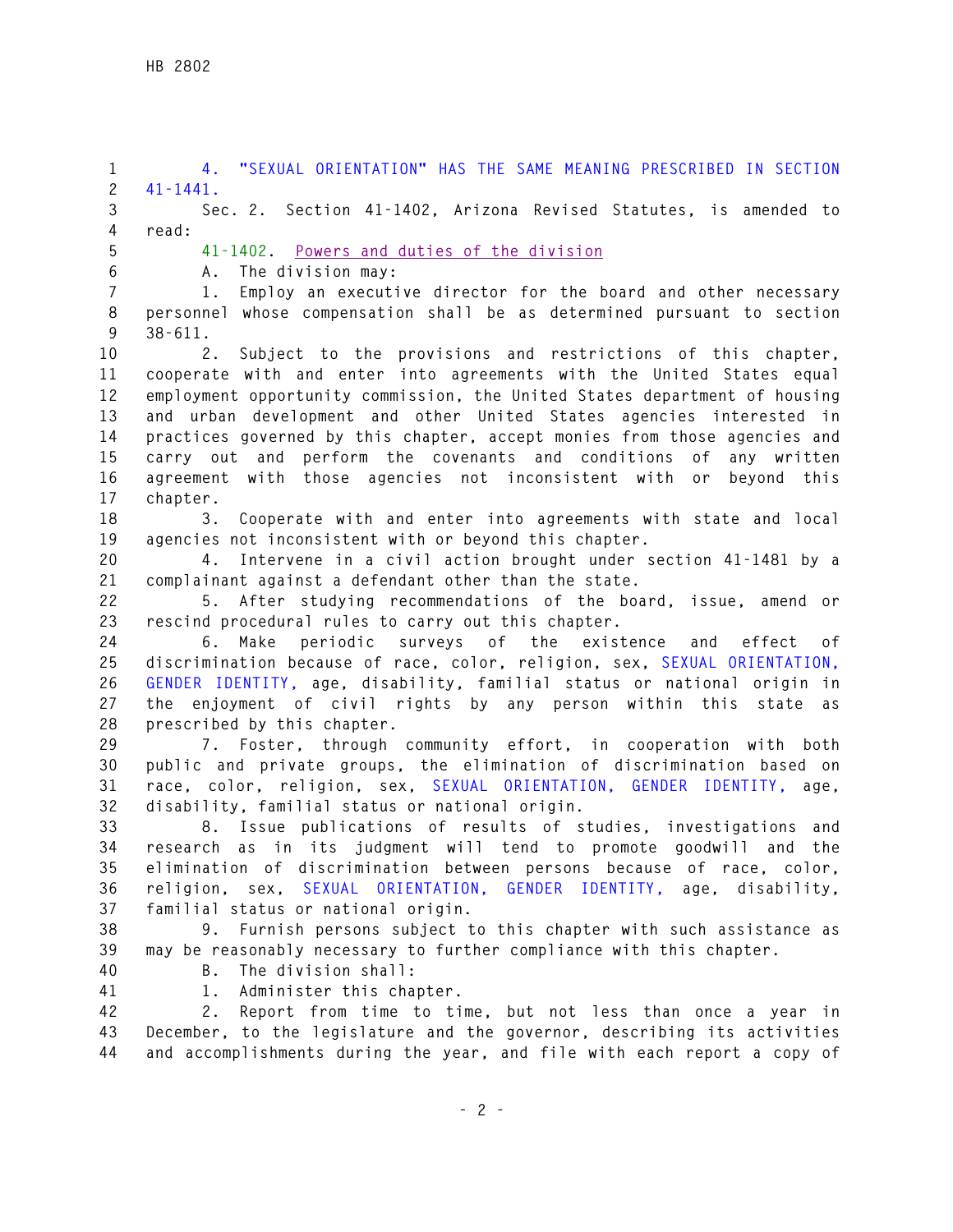4. "SEXUAL ORIENTATION" HAS THE SAME MEANING PRESCRIBED IN SECTION 41-1441.

Sec. 2. Section 41-1402, Arizona Revised Statutes, is amended to read:

41-1402. Powers and duties of the division

A. The division may:

1. Employ an executive director for the board and other necessary personnel whose compensation shall be as determined pursuant to section 38-611.

2. Subject to the provisions and restrictions of this chapter, cooperate with and enter into agreements with the United States equal employment opportunity commission, the United States department of housing and urban development and other United States agencies interested in practices governed by this chapter, accept monies from those agencies and carry out and perform the covenants and conditions of any written agreement with those agencies not inconsistent with or beyond this chapter.

3. Cooperate with and enter into agreements with state and local agencies not inconsistent with or beyond this chapter.

4. Intervene in a civil action brought under section 41-1481 by a complainant against a defendant other than the state.

5. After studying recommendations of the board, issue, amend or rescind procedural rules to carry out this chapter.

6. Make periodic surveys of the existence and effect of discrimination because of race, color, religion, sex, SEXUAL ORIENTATION, GENDER IDENTITY, age, disability, familial status or national origin in the enjoyment of civil rights by any person within this state as prescribed by this chapter.

7. Foster, through community effort, in cooperation with both public and private groups, the elimination of discrimination based on race, color, religion, sex, SEXUAL ORIENTATION, GENDER IDENTITY, age, disability, familial status or national origin.

8. Issue publications of results of studies, investigations and research as in its judgment will tend to promote goodwill and the elimination of discrimination between persons because of race, color, religion, sex, SEXUAL ORIENTATION, GENDER IDENTITY, age, disability, familial status or national origin.

9. Furnish persons subject to this chapter with such assistance as may be reasonably necessary to further compliance with this chapter.

B. The division shall:

1. Administer this chapter.

2. Report from time to time, but not less than once a year in December, to the legislature and the governor, describing its activities and accomplishments during the year, and file with each report a copy of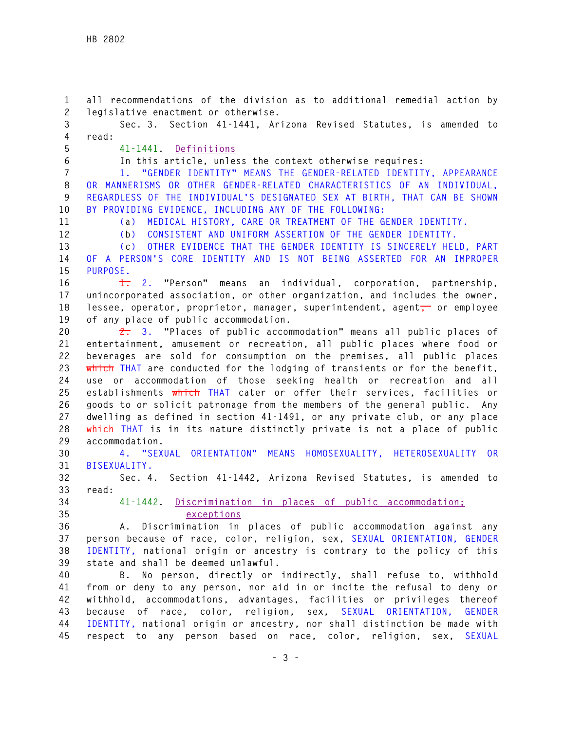all recommendations of the division as to additional remedial action by legislative enactment or otherwise.

Sec. 3. Section 41-1441, Arizona Revised Statutes, is amended to read:

41-1441. Definitions

In this article, unless the context otherwise requires:

1. "GENDER IDENTITY" MEANS THE GENDER-RELATED IDENTITY, APPEARANCE OR MANNERISMS OR OTHER GENDER-RELATED CHARACTERISTICS OF AN INDIVIDUAL, REGARDLESS OF THE INDIVIDUAL'S DESIGNATED SEX AT BIRTH, THAT CAN BE SHOWN BY PROVIDING EVIDENCE, INCLUDING ANY OF THE FOLLOWING:

(a) MEDICAL HISTORY, CARE OR TREATMENT OF THE GENDER IDENTITY.

(b) CONSISTENT AND UNIFORM ASSERTION OF THE GENDER IDENTITY.

(c) OTHER EVIDENCE THAT THE GENDER IDENTITY IS SINCERELY HELD, PART OF A PERSON'S CORE IDENTITY AND IS NOT BEING ASSERTED FOR AN IMPROPER PURPOSE.

~~1.~~ 2. "Person" means an individual, corporation, partnership, unincorporated association, or other organization, and includes the owner, lessee, operator, proprietor, manager, superintendent, agent~~,~~ or employee of any place of public accommodation.

~~2.~~ 3. "Places of public accommodation" means all public places of entertainment, amusement or recreation, all public places where food or beverages are sold for consumption on the premises, all public places ~~which~~ THAT are conducted for the lodging of transients or for the benefit, use or accommodation of those seeking health or recreation and all establishments ~~which~~ THAT cater or offer their services, facilities or goods to or solicit patronage from the members of the general public. Any dwelling as defined in section 41-1491, or any private club, or any place ~~which~~ THAT is in its nature distinctly private is not a place of public accommodation.

4. "SEXUAL ORIENTATION" MEANS HOMOSEXUALITY, HETEROSEXUALITY OR BISEXUALITY.

Sec. 4. Section 41-1442, Arizona Revised Statutes, is amended to read:

41-1442. Discrimination in places of public accommodation; exceptions

A. Discrimination in places of public accommodation against any person because of race, color, religion, sex, SEXUAL ORIENTATION, GENDER IDENTITY, national origin or ancestry is contrary to the policy of this state and shall be deemed unlawful.

B. No person, directly or indirectly, shall refuse to, withhold from or deny to any person, nor aid in or incite the refusal to deny or withhold, accommodations, advantages, facilities or privileges thereof because of race, color, religion, sex, SEXUAL ORIENTATION, GENDER IDENTITY, national origin or ancestry, nor shall distinction be made with respect to any person based on race, color, religion, sex, SEXUAL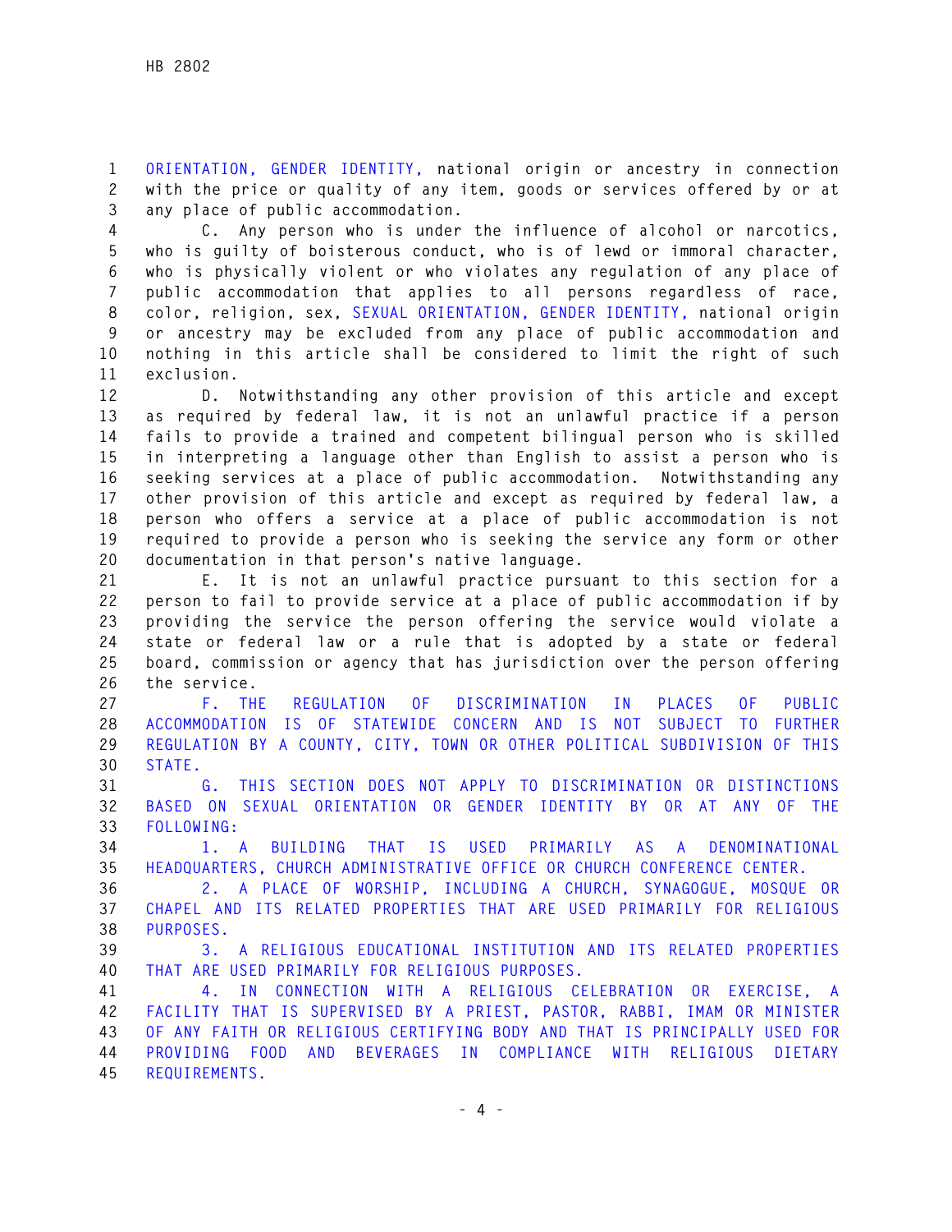ORIENTATION, GENDER IDENTITY, national origin or ancestry in connection with the price or quality of any item, goods or services offered by or at any place of public accommodation.

C. Any person who is under the influence of alcohol or narcotics, who is guilty of boisterous conduct, who is of lewd or immoral character, who is physically violent or who violates any regulation of any place of public accommodation that applies to all persons regardless of race, color, religion, sex, SEXUAL ORIENTATION, GENDER IDENTITY, national origin or ancestry may be excluded from any place of public accommodation and nothing in this article shall be considered to limit the right of such exclusion.

D. Notwithstanding any other provision of this article and except as required by federal law, it is not an unlawful practice if a person fails to provide a trained and competent bilingual person who is skilled in interpreting a language other than English to assist a person who is seeking services at a place of public accommodation. Notwithstanding any other provision of this article and except as required by federal law, a person who offers a service at a place of public accommodation is not required to provide a person who is seeking the service any form or other documentation in that person's native language.

E. It is not an unlawful practice pursuant to this section for a person to fail to provide service at a place of public accommodation if by providing the service the person offering the service would violate a state or federal law or a rule that is adopted by a state or federal board, commission or agency that has jurisdiction over the person offering the service.

F. THE REGULATION OF DISCRIMINATION IN PLACES OF PUBLIC ACCOMMODATION IS OF STATEWIDE CONCERN AND IS NOT SUBJECT TO FURTHER REGULATION BY A COUNTY, CITY, TOWN OR OTHER POLITICAL SUBDIVISION OF THIS STATE.

G. THIS SECTION DOES NOT APPLY TO DISCRIMINATION OR DISTINCTIONS BASED ON SEXUAL ORIENTATION OR GENDER IDENTITY BY OR AT ANY OF THE FOLLOWING:

1. A BUILDING THAT IS USED PRIMARILY AS A DENOMINATIONAL HEADQUARTERS, CHURCH ADMINISTRATIVE OFFICE OR CHURCH CONFERENCE CENTER.

2. A PLACE OF WORSHIP, INCLUDING A CHURCH, SYNAGOGUE, MOSQUE OR CHAPEL AND ITS RELATED PROPERTIES THAT ARE USED PRIMARILY FOR RELIGIOUS PURPOSES.

3. A RELIGIOUS EDUCATIONAL INSTITUTION AND ITS RELATED PROPERTIES THAT ARE USED PRIMARILY FOR RELIGIOUS PURPOSES.

4. IN CONNECTION WITH A RELIGIOUS CELEBRATION OR EXERCISE, A FACILITY THAT IS SUPERVISED BY A PRIEST, PASTOR, RABBI, IMAM OR MINISTER OF ANY FAITH OR RELIGIOUS CERTIFYING BODY AND THAT IS PRINCIPALLY USED FOR PROVIDING FOOD AND BEVERAGES IN COMPLIANCE WITH RELIGIOUS DIETARY REQUIREMENTS.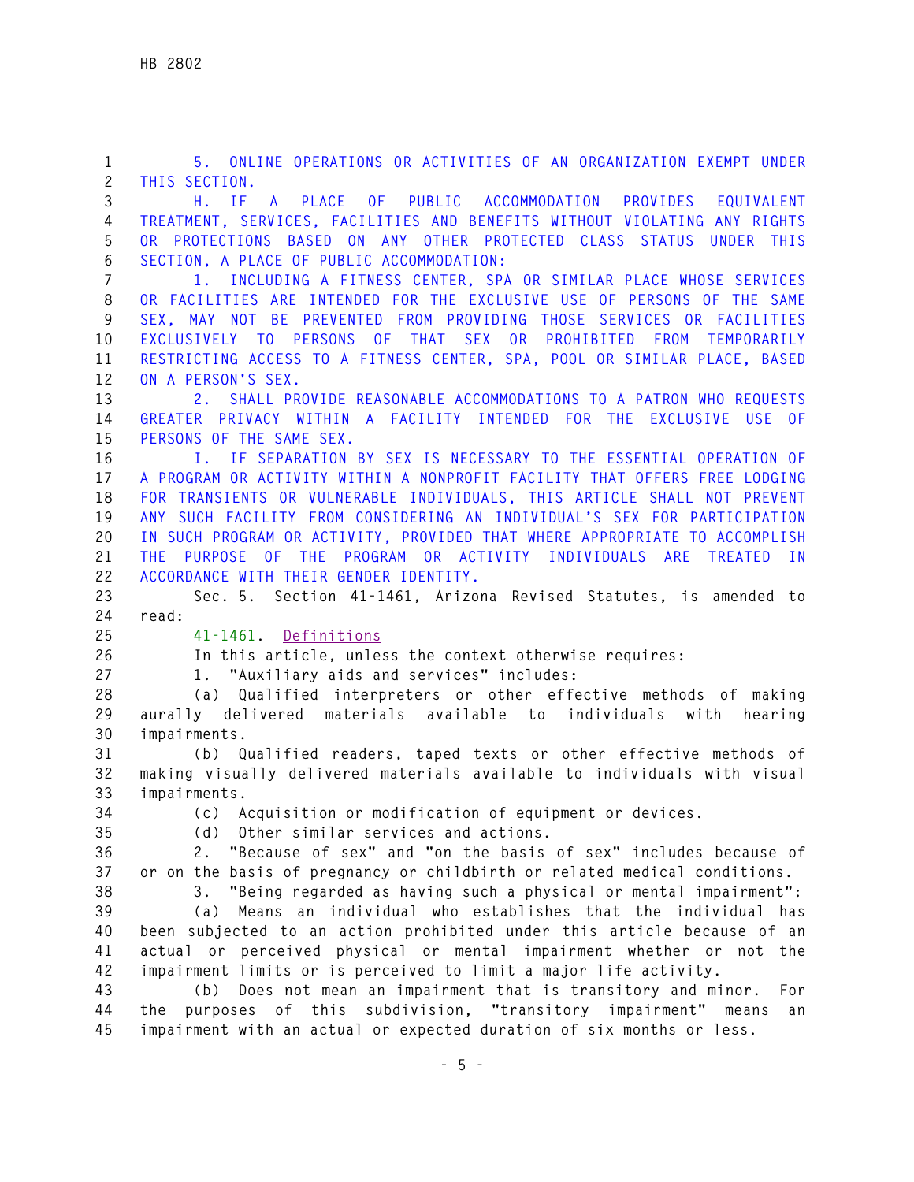5. ONLINE OPERATIONS OR ACTIVITIES OF AN ORGANIZATION EXEMPT UNDER THIS SECTION.

H. IF A PLACE OF PUBLIC ACCOMMODATION PROVIDES EQUIVALENT TREATMENT, SERVICES, FACILITIES AND BENEFITS WITHOUT VIOLATING ANY RIGHTS OR PROTECTIONS BASED ON ANY OTHER PROTECTED CLASS STATUS UNDER THIS SECTION, A PLACE OF PUBLIC ACCOMMODATION:

1. INCLUDING A FITNESS CENTER, SPA OR SIMILAR PLACE WHOSE SERVICES OR FACILITIES ARE INTENDED FOR THE EXCLUSIVE USE OF PERSONS OF THE SAME SEX, MAY NOT BE PREVENTED FROM PROVIDING THOSE SERVICES OR FACILITIES EXCLUSIVELY TO PERSONS OF THAT SEX OR PROHIBITED FROM TEMPORARILY RESTRICTING ACCESS TO A FITNESS CENTER, SPA, POOL OR SIMILAR PLACE, BASED ON A PERSON'S SEX.

2. SHALL PROVIDE REASONABLE ACCOMMODATIONS TO A PATRON WHO REQUESTS GREATER PRIVACY WITHIN A FACILITY INTENDED FOR THE EXCLUSIVE USE OF PERSONS OF THE SAME SEX.

I. IF SEPARATION BY SEX IS NECESSARY TO THE ESSENTIAL OPERATION OF A PROGRAM OR ACTIVITY WITHIN A NONPROFIT FACILITY THAT OFFERS FREE LODGING FOR TRANSIENTS OR VULNERABLE INDIVIDUALS, THIS ARTICLE SHALL NOT PREVENT ANY SUCH FACILITY FROM CONSIDERING AN INDIVIDUAL'S SEX FOR PARTICIPATION IN SUCH PROGRAM OR ACTIVITY, PROVIDED THAT WHERE APPROPRIATE TO ACCOMPLISH THE PURPOSE OF THE PROGRAM OR ACTIVITY INDIVIDUALS ARE TREATED IN ACCORDANCE WITH THEIR GENDER IDENTITY.

Sec. 5. Section 41-1461, Arizona Revised Statutes, is amended to read:

41-1461. Definitions

In this article, unless the context otherwise requires:

1. "Auxiliary aids and services" includes:

(a) Qualified interpreters or other effective methods of making aurally delivered materials available to individuals with hearing impairments.

(b) Qualified readers, taped texts or other effective methods of making visually delivered materials available to individuals with visual impairments.

(c) Acquisition or modification of equipment or devices.

(d) Other similar services and actions.

2. "Because of sex" and "on the basis of sex" includes because of or on the basis of pregnancy or childbirth or related medical conditions.

3. "Being regarded as having such a physical or mental impairment":

(a) Means an individual who establishes that the individual has been subjected to an action prohibited under this article because of an actual or perceived physical or mental impairment whether or not the impairment limits or is perceived to limit a major life activity.

(b) Does not mean an impairment that is transitory and minor. For the purposes of this subdivision, "transitory impairment" means an impairment with an actual or expected duration of six months or less.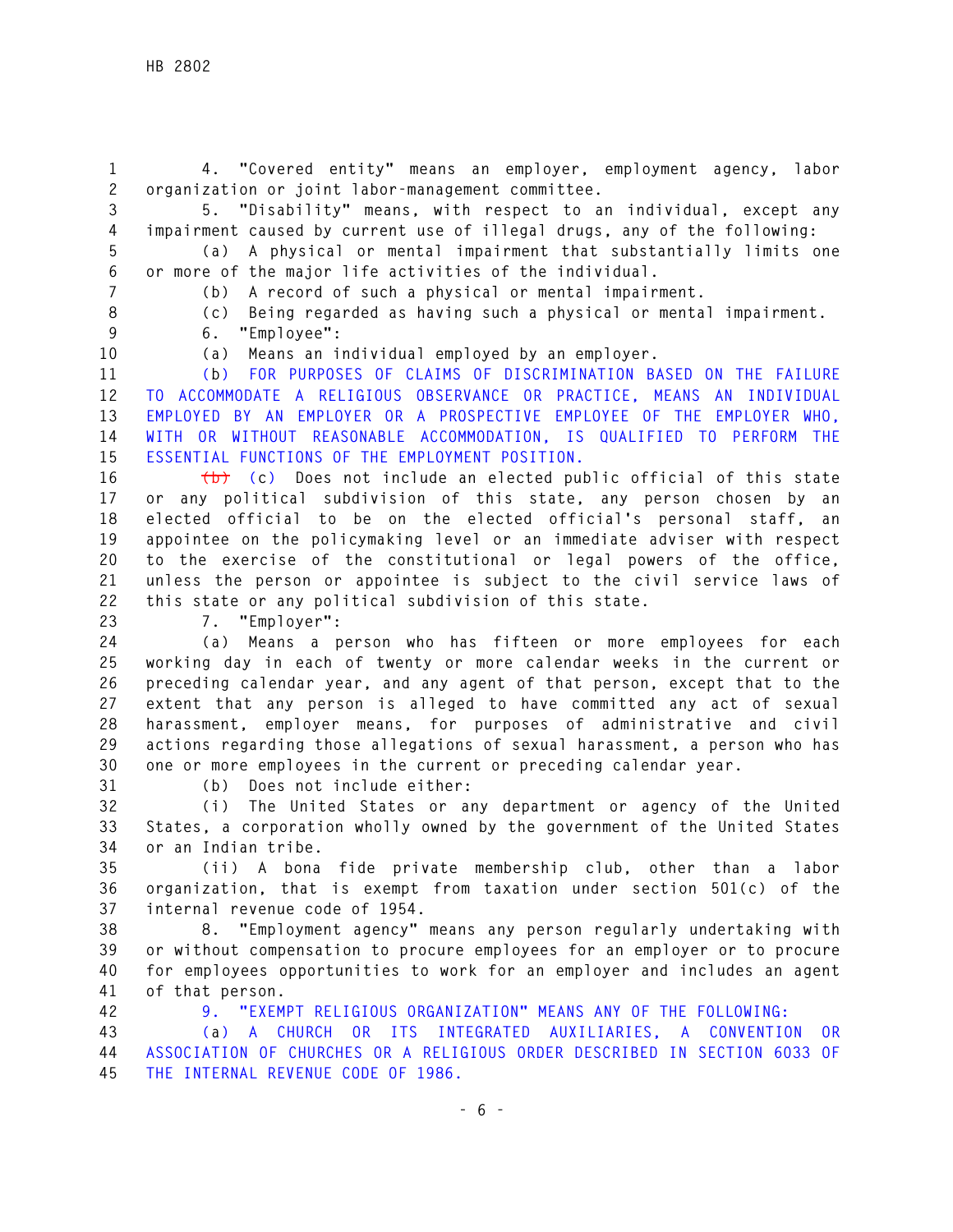4. "Covered entity" means an employer, employment agency, labor organization or joint labor-management committee.

5. "Disability" means, with respect to an individual, except any impairment caused by current use of illegal drugs, any of the following:

(a) A physical or mental impairment that substantially limits one or more of the major life activities of the individual.

(b) A record of such a physical or mental impairment.

(c) Being regarded as having such a physical or mental impairment.

6. "Employee":

(a) Means an individual employed by an employer.

(b) FOR PURPOSES OF CLAIMS OF DISCRIMINATION BASED ON THE FAILURE TO ACCOMMODATE A RELIGIOUS OBSERVANCE OR PRACTICE, MEANS AN INDIVIDUAL EMPLOYED BY AN EMPLOYER OR A PROSPECTIVE EMPLOYEE OF THE EMPLOYER WHO, WITH OR WITHOUT REASONABLE ACCOMMODATION, IS QUALIFIED TO PERFORM THE ESSENTIAL FUNCTIONS OF THE EMPLOYMENT POSITION.

~~(b)~~ (c) Does not include an elected public official of this state or any political subdivision of this state, any person chosen by an elected official to be on the elected official's personal staff, an appointee on the policymaking level or an immediate adviser with respect to the exercise of the constitutional or legal powers of the office, unless the person or appointee is subject to the civil service laws of this state or any political subdivision of this state.

7. "Employer":

(a) Means a person who has fifteen or more employees for each working day in each of twenty or more calendar weeks in the current or preceding calendar year, and any agent of that person, except that to the extent that any person is alleged to have committed any act of sexual harassment, employer means, for purposes of administrative and civil actions regarding those allegations of sexual harassment, a person who has one or more employees in the current or preceding calendar year.

(b) Does not include either:

(i) The United States or any department or agency of the United States, a corporation wholly owned by the government of the United States or an Indian tribe.

(ii) A bona fide private membership club, other than a labor organization, that is exempt from taxation under section 501(c) of the internal revenue code of 1954.

8. "Employment agency" means any person regularly undertaking with or without compensation to procure employees for an employer or to procure for employees opportunities to work for an employer and includes an agent of that person.

9. "EXEMPT RELIGIOUS ORGANIZATION" MEANS ANY OF THE FOLLOWING:

(a) A CHURCH OR ITS INTEGRATED AUXILIARIES, A CONVENTION OR ASSOCIATION OF CHURCHES OR A RELIGIOUS ORDER DESCRIBED IN SECTION 6033 OF THE INTERNAL REVENUE CODE OF 1986.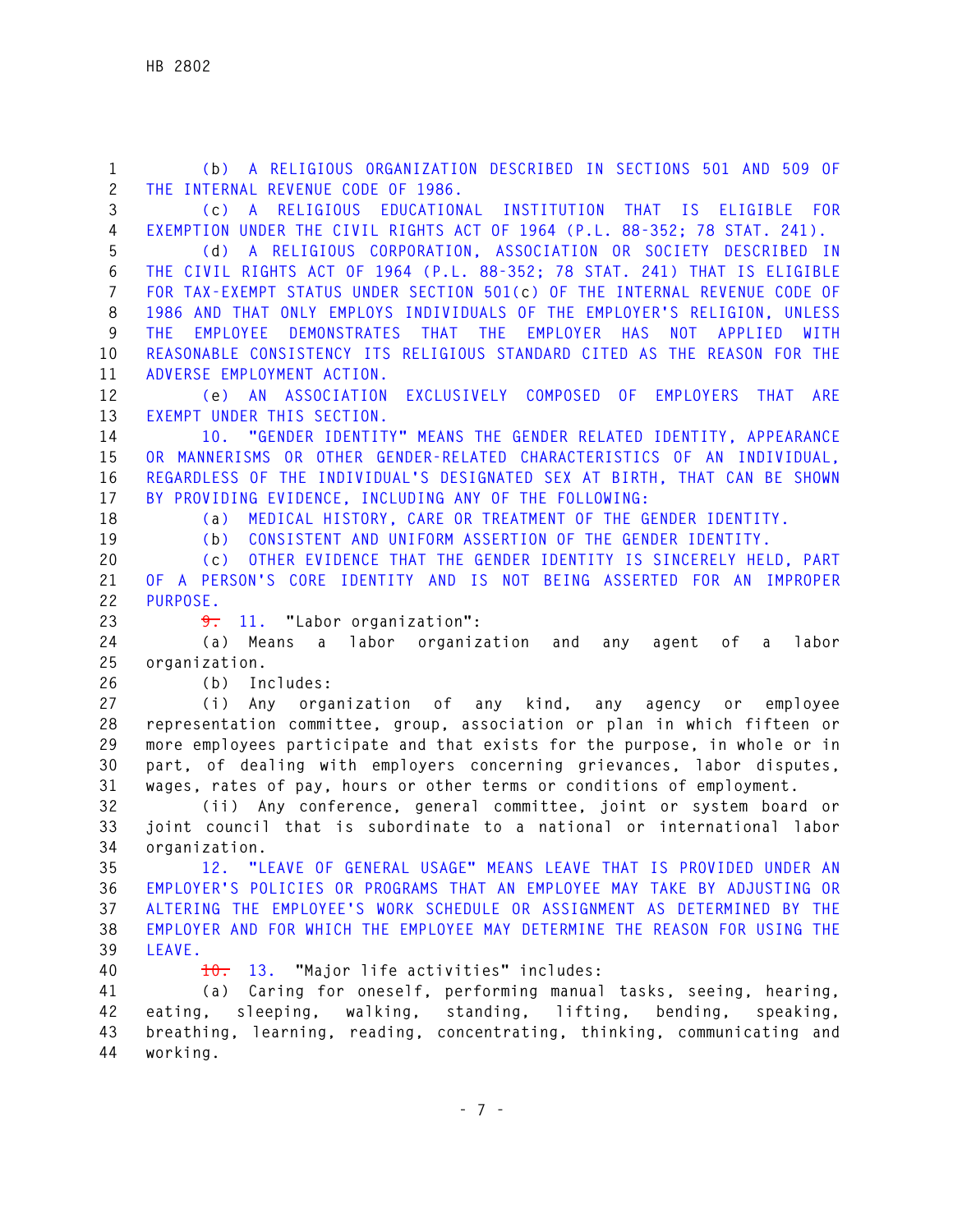(b) A RELIGIOUS ORGANIZATION DESCRIBED IN SECTIONS 501 AND 509 OF THE INTERNAL REVENUE CODE OF 1986.

(c) A RELIGIOUS EDUCATIONAL INSTITUTION THAT IS ELIGIBLE FOR EXEMPTION UNDER THE CIVIL RIGHTS ACT OF 1964 (P.L. 88-352; 78 STAT. 241).

(d) A RELIGIOUS CORPORATION, ASSOCIATION OR SOCIETY DESCRIBED IN THE CIVIL RIGHTS ACT OF 1964 (P.L. 88-352; 78 STAT. 241) THAT IS ELIGIBLE FOR TAX-EXEMPT STATUS UNDER SECTION 501(c) OF THE INTERNAL REVENUE CODE OF 1986 AND THAT ONLY EMPLOYS INDIVIDUALS OF THE EMPLOYER'S RELIGION, UNLESS THE EMPLOYEE DEMONSTRATES THAT THE EMPLOYER HAS NOT APPLIED WITH REASONABLE CONSISTENCY ITS RELIGIOUS STANDARD CITED AS THE REASON FOR THE ADVERSE EMPLOYMENT ACTION.

(e) AN ASSOCIATION EXCLUSIVELY COMPOSED OF EMPLOYERS THAT ARE EXEMPT UNDER THIS SECTION.

10. "GENDER IDENTITY" MEANS THE GENDER RELATED IDENTITY, APPEARANCE OR MANNERISMS OR OTHER GENDER-RELATED CHARACTERISTICS OF AN INDIVIDUAL, REGARDLESS OF THE INDIVIDUAL'S DESIGNATED SEX AT BIRTH, THAT CAN BE SHOWN BY PROVIDING EVIDENCE, INCLUDING ANY OF THE FOLLOWING:

(a) MEDICAL HISTORY, CARE OR TREATMENT OF THE GENDER IDENTITY.

(b) CONSISTENT AND UNIFORM ASSERTION OF THE GENDER IDENTITY.

(c) OTHER EVIDENCE THAT THE GENDER IDENTITY IS SINCERELY HELD, PART OF A PERSON'S CORE IDENTITY AND IS NOT BEING ASSERTED FOR AN IMPROPER PURPOSE.

~~9.~~ 11. "Labor organization":

(a) Means a labor organization and any agent of a labor organization.

(b) Includes:

(i) Any organization of any kind, any agency or employee representation committee, group, association or plan in which fifteen or more employees participate and that exists for the purpose, in whole or in part, of dealing with employers concerning grievances, labor disputes, wages, rates of pay, hours or other terms or conditions of employment.

(ii) Any conference, general committee, joint or system board or joint council that is subordinate to a national or international labor organization.

12. "LEAVE OF GENERAL USAGE" MEANS LEAVE THAT IS PROVIDED UNDER AN EMPLOYER'S POLICIES OR PROGRAMS THAT AN EMPLOYEE MAY TAKE BY ADJUSTING OR ALTERING THE EMPLOYEE'S WORK SCHEDULE OR ASSIGNMENT AS DETERMINED BY THE EMPLOYER AND FOR WHICH THE EMPLOYEE MAY DETERMINE THE REASON FOR USING THE LEAVE.

~~10.~~ 13. "Major life activities" includes:

(a) Caring for oneself, performing manual tasks, seeing, hearing, eating, sleeping, walking, standing, lifting, bending, speaking, breathing, learning, reading, concentrating, thinking, communicating and working.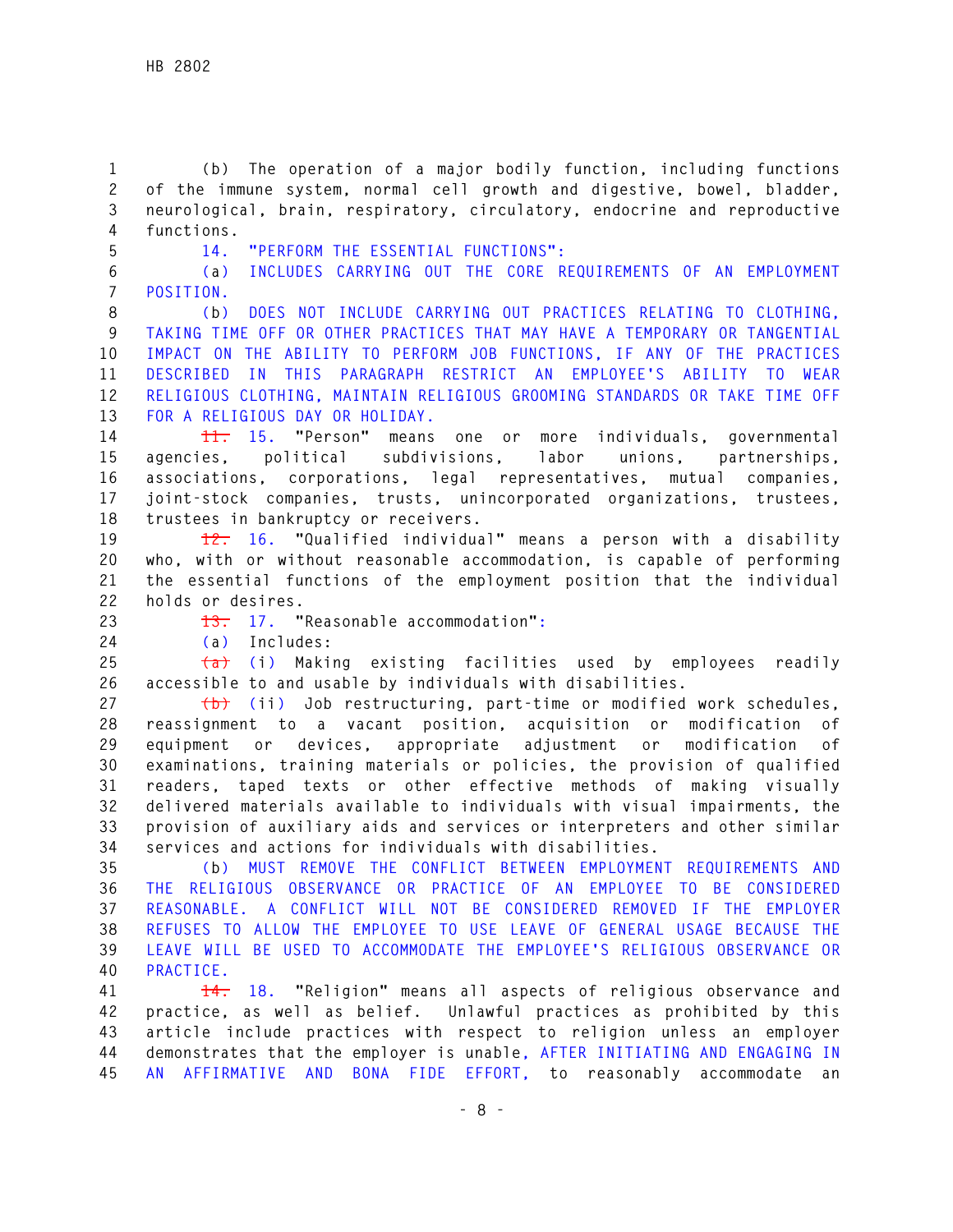(b) The operation of a major bodily function, including functions of the immune system, normal cell growth and digestive, bowel, bladder, neurological, brain, respiratory, circulatory, endocrine and reproductive functions.

14. "PERFORM THE ESSENTIAL FUNCTIONS":

(a) INCLUDES CARRYING OUT THE CORE REQUIREMENTS OF AN EMPLOYMENT POSITION.

(b) DOES NOT INCLUDE CARRYING OUT PRACTICES RELATING TO CLOTHING, TAKING TIME OFF OR OTHER PRACTICES THAT MAY HAVE A TEMPORARY OR TANGENTIAL IMPACT ON THE ABILITY TO PERFORM JOB FUNCTIONS, IF ANY OF THE PRACTICES DESCRIBED IN THIS PARAGRAPH RESTRICT AN EMPLOYEE'S ABILITY TO WEAR RELIGIOUS CLOTHING, MAINTAIN RELIGIOUS GROOMING STANDARDS OR TAKE TIME OFF FOR A RELIGIOUS DAY OR HOLIDAY.

~~11.~~ 15. "Person" means one or more individuals, governmental agencies, political subdivisions, labor unions, partnerships, associations, corporations, legal representatives, mutual companies, joint-stock companies, trusts, unincorporated organizations, trustees, trustees in bankruptcy or receivers.

~~12.~~ 16. "Qualified individual" means a person with a disability who, with or without reasonable accommodation, is capable of performing the essential functions of the employment position that the individual holds or desires.

~~13.~~ 17. "Reasonable accommodation":

(a) Includes:

~~(a)~~ (i) Making existing facilities used by employees readily accessible to and usable by individuals with disabilities.

~~(b)~~ (ii) Job restructuring, part-time or modified work schedules, reassignment to a vacant position, acquisition or modification of equipment or devices, appropriate adjustment or modification of examinations, training materials or policies, the provision of qualified readers, taped texts or other effective methods of making visually delivered materials available to individuals with visual impairments, the provision of auxiliary aids and services or interpreters and other similar services and actions for individuals with disabilities.

(b) MUST REMOVE THE CONFLICT BETWEEN EMPLOYMENT REQUIREMENTS AND THE RELIGIOUS OBSERVANCE OR PRACTICE OF AN EMPLOYEE TO BE CONSIDERED REASONABLE. A CONFLICT WILL NOT BE CONSIDERED REMOVED IF THE EMPLOYER REFUSES TO ALLOW THE EMPLOYEE TO USE LEAVE OF GENERAL USAGE BECAUSE THE LEAVE WILL BE USED TO ACCOMMODATE THE EMPLOYEE'S RELIGIOUS OBSERVANCE OR PRACTICE.

~~14.~~ 18. "Religion" means all aspects of religious observance and practice, as well as belief. Unlawful practices as prohibited by this article include practices with respect to religion unless an employer demonstrates that the employer is unable, AFTER INITIATING AND ENGAGING IN AN AFFIRMATIVE AND BONA FIDE EFFORT, to reasonably accommodate an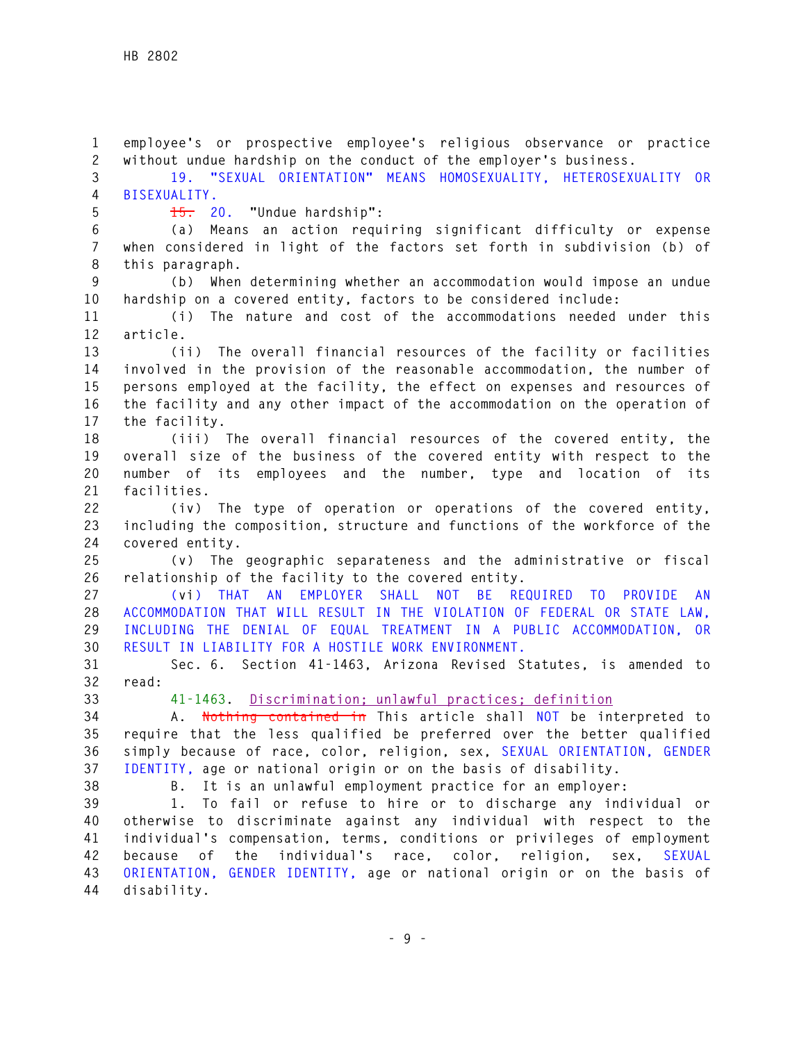employee's or prospective employee's religious observance or practice without undue hardship on the conduct of the employer's business.

19. "SEXUAL ORIENTATION" MEANS HOMOSEXUALITY, HETEROSEXUALITY OR BISEXUALITY.

~~15.~~ 20. "Undue hardship":

(a) Means an action requiring significant difficulty or expense when considered in light of the factors set forth in subdivision (b) of this paragraph.

(b) When determining whether an accommodation would impose an undue hardship on a covered entity, factors to be considered include:

(i) The nature and cost of the accommodations needed under this article.

(ii) The overall financial resources of the facility or facilities involved in the provision of the reasonable accommodation, the number of persons employed at the facility, the effect on expenses and resources of the facility and any other impact of the accommodation on the operation of the facility.

(iii) The overall financial resources of the covered entity, the overall size of the business of the covered entity with respect to the number of its employees and the number, type and location of its facilities.

(iv) The type of operation or operations of the covered entity, including the composition, structure and functions of the workforce of the covered entity.

(v) The geographic separateness and the administrative or fiscal relationship of the facility to the covered entity.

(vi) THAT AN EMPLOYER SHALL NOT BE REQUIRED TO PROVIDE AN ACCOMMODATION THAT WILL RESULT IN THE VIOLATION OF FEDERAL OR STATE LAW, INCLUDING THE DENIAL OF EQUAL TREATMENT IN A PUBLIC ACCOMMODATION, OR RESULT IN LIABILITY FOR A HOSTILE WORK ENVIRONMENT.

Sec. 6. Section 41-1463, Arizona Revised Statutes, is amended to read:

41-1463. Discrimination; unlawful practices; definition

A. ~~Nothing contained in~~ This article shall NOT be interpreted to require that the less qualified be preferred over the better qualified simply because of race, color, religion, sex, SEXUAL ORIENTATION, GENDER IDENTITY, age or national origin or on the basis of disability.

B. It is an unlawful employment practice for an employer:

1. To fail or refuse to hire or to discharge any individual or otherwise to discriminate against any individual with respect to the individual's compensation, terms, conditions or privileges of employment because of the individual's race, color, religion, sex, SEXUAL ORIENTATION, GENDER IDENTITY, age or national origin or on the basis of disability.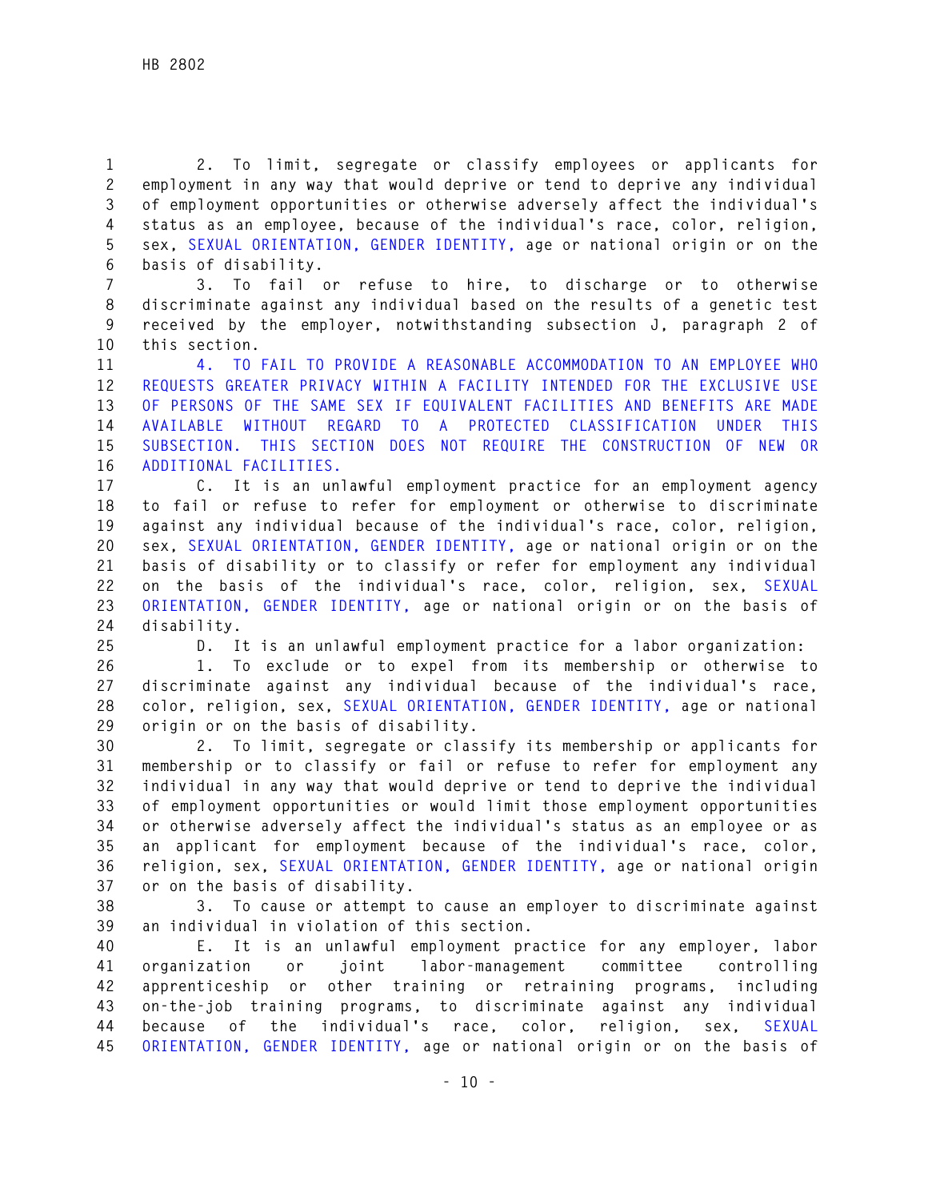2. To limit, segregate or classify employees or applicants for employment in any way that would deprive or tend to deprive any individual of employment opportunities or otherwise adversely affect the individual's status as an employee, because of the individual's race, color, religion, sex, SEXUAL ORIENTATION, GENDER IDENTITY, age or national origin or on the basis of disability.

3. To fail or refuse to hire, to discharge or to otherwise discriminate against any individual based on the results of a genetic test received by the employer, notwithstanding subsection J, paragraph 2 of this section.

4. TO FAIL TO PROVIDE A REASONABLE ACCOMMODATION TO AN EMPLOYEE WHO REQUESTS GREATER PRIVACY WITHIN A FACILITY INTENDED FOR THE EXCLUSIVE USE OF PERSONS OF THE SAME SEX IF EQUIVALENT FACILITIES AND BENEFITS ARE MADE AVAILABLE WITHOUT REGARD TO A PROTECTED CLASSIFICATION UNDER THIS SUBSECTION. THIS SECTION DOES NOT REQUIRE THE CONSTRUCTION OF NEW OR ADDITIONAL FACILITIES.

C. It is an unlawful employment practice for an employment agency to fail or refuse to refer for employment or otherwise to discriminate against any individual because of the individual's race, color, religion, sex, SEXUAL ORIENTATION, GENDER IDENTITY, age or national origin or on the basis of disability or to classify or refer for employment any individual on the basis of the individual's race, color, religion, sex, SEXUAL ORIENTATION, GENDER IDENTITY, age or national origin or on the basis of disability.

D. It is an unlawful employment practice for a labor organization:

1. To exclude or to expel from its membership or otherwise to discriminate against any individual because of the individual's race, color, religion, sex, SEXUAL ORIENTATION, GENDER IDENTITY, age or national origin or on the basis of disability.

2. To limit, segregate or classify its membership or applicants for membership or to classify or fail or refuse to refer for employment any individual in any way that would deprive or tend to deprive the individual of employment opportunities or would limit those employment opportunities or otherwise adversely affect the individual's status as an employee or as an applicant for employment because of the individual's race, color, religion, sex, SEXUAL ORIENTATION, GENDER IDENTITY, age or national origin or on the basis of disability.

3. To cause or attempt to cause an employer to discriminate against an individual in violation of this section.

E. It is an unlawful employment practice for any employer, labor organization or joint labor-management committee controlling apprenticeship or other training or retraining programs, including on-the-job training programs, to discriminate against any individual because of the individual's race, color, religion, sex, SEXUAL ORIENTATION, GENDER IDENTITY, age or national origin or on the basis of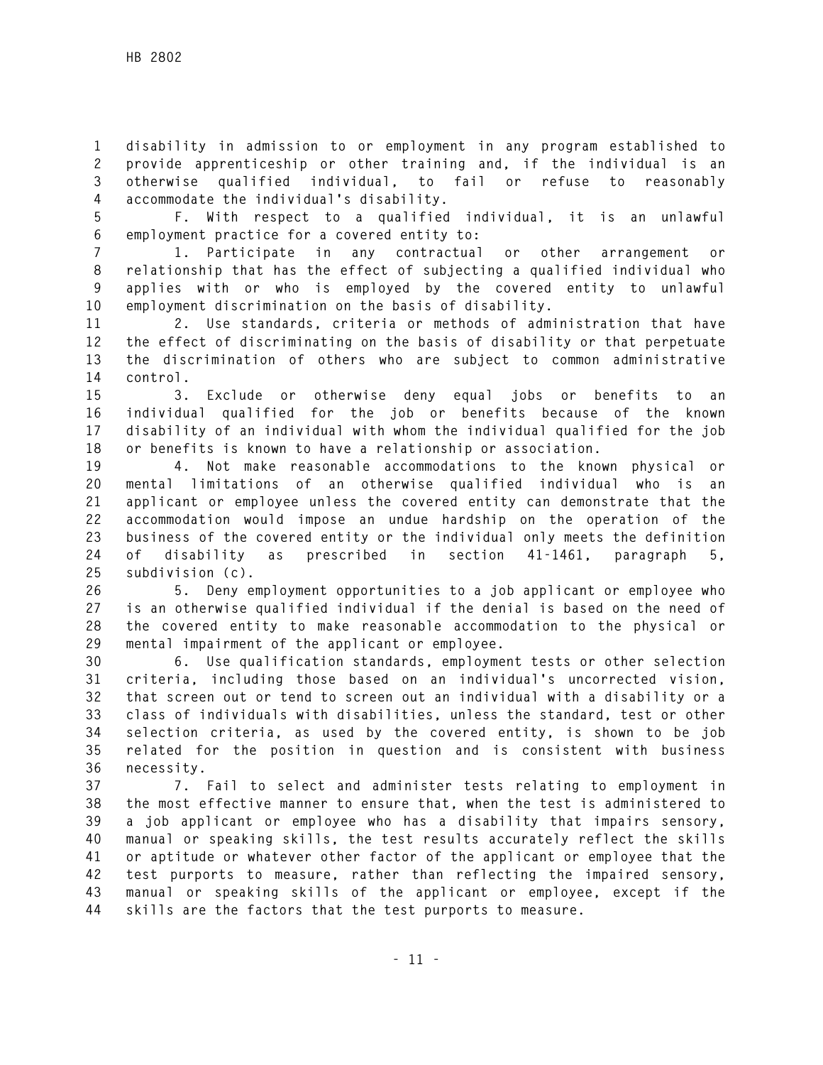disability in admission to or employment in any program established to provide apprenticeship or other training and, if the individual is an otherwise qualified individual, to fail or refuse to reasonably accommodate the individual's disability.

F. With respect to a qualified individual, it is an unlawful employment practice for a covered entity to:

1. Participate in any contractual or other arrangement or relationship that has the effect of subjecting a qualified individual who applies with or who is employed by the covered entity to unlawful employment discrimination on the basis of disability.

2. Use standards, criteria or methods of administration that have the effect of discriminating on the basis of disability or that perpetuate the discrimination of others who are subject to common administrative control.

3. Exclude or otherwise deny equal jobs or benefits to an individual qualified for the job or benefits because of the known disability of an individual with whom the individual qualified for the job or benefits is known to have a relationship or association.

4. Not make reasonable accommodations to the known physical or mental limitations of an otherwise qualified individual who is an applicant or employee unless the covered entity can demonstrate that the accommodation would impose an undue hardship on the operation of the business of the covered entity or the individual only meets the definition of disability as prescribed in section 41-1461, paragraph 5, subdivision (c).

5. Deny employment opportunities to a job applicant or employee who is an otherwise qualified individual if the denial is based on the need of the covered entity to make reasonable accommodation to the physical or mental impairment of the applicant or employee.

6. Use qualification standards, employment tests or other selection criteria, including those based on an individual's uncorrected vision, that screen out or tend to screen out an individual with a disability or a class of individuals with disabilities, unless the standard, test or other selection criteria, as used by the covered entity, is shown to be job related for the position in question and is consistent with business necessity.

7. Fail to select and administer tests relating to employment in the most effective manner to ensure that, when the test is administered to a job applicant or employee who has a disability that impairs sensory, manual or speaking skills, the test results accurately reflect the skills or aptitude or whatever other factor of the applicant or employee that the test purports to measure, rather than reflecting the impaired sensory, manual or speaking skills of the applicant or employee, except if the skills are the factors that the test purports to measure.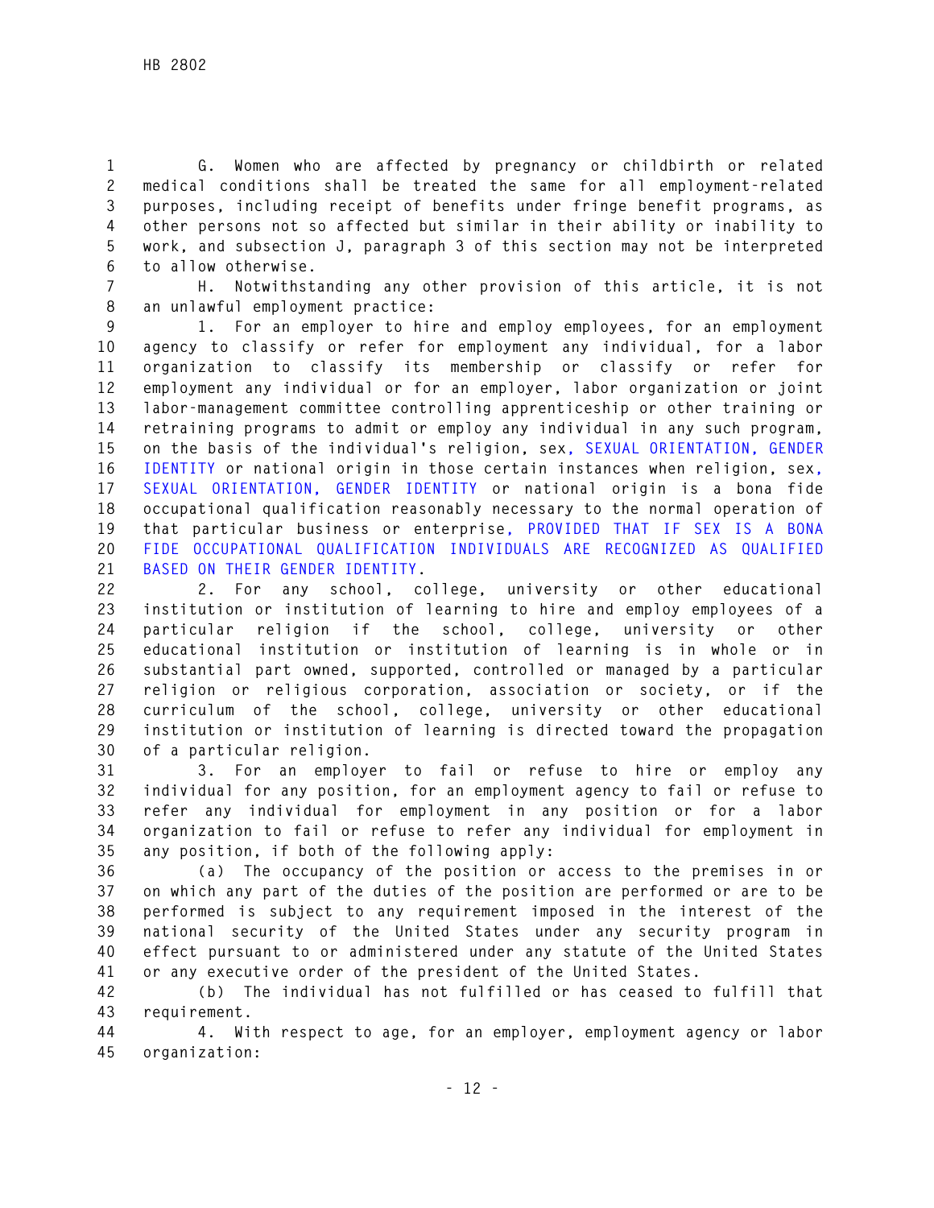G. Women who are affected by pregnancy or childbirth or related medical conditions shall be treated the same for all employment-related purposes, including receipt of benefits under fringe benefit programs, as other persons not so affected but similar in their ability or inability to work, and subsection J, paragraph 3 of this section may not be interpreted to allow otherwise.

H. Notwithstanding any other provision of this article, it is not an unlawful employment practice:

1. For an employer to hire and employ employees, for an employment agency to classify or refer for employment any individual, for a labor organization to classify its membership or classify or refer for employment any individual or for an employer, labor organization or joint labor-management committee controlling apprenticeship or other training or retraining programs to admit or employ any individual in any such program, on the basis of the individual's religion, sex, SEXUAL ORIENTATION, GENDER IDENTITY or national origin in those certain instances when religion, sex, SEXUAL ORIENTATION, GENDER IDENTITY or national origin is a bona fide occupational qualification reasonably necessary to the normal operation of that particular business or enterprise, PROVIDED THAT IF SEX IS A BONA FIDE OCCUPATIONAL QUALIFICATION INDIVIDUALS ARE RECOGNIZED AS QUALIFIED BASED ON THEIR GENDER IDENTITY.

2. For any school, college, university or other educational institution or institution of learning to hire and employ employees of a particular religion if the school, college, university or other educational institution or institution of learning is in whole or in substantial part owned, supported, controlled or managed by a particular religion or religious corporation, association or society, or if the curriculum of the school, college, university or other educational institution or institution of learning is directed toward the propagation of a particular religion.

3. For an employer to fail or refuse to hire or employ any individual for any position, for an employment agency to fail or refuse to refer any individual for employment in any position or for a labor organization to fail or refuse to refer any individual for employment in any position, if both of the following apply:

(a) The occupancy of the position or access to the premises in or on which any part of the duties of the position are performed or are to be performed is subject to any requirement imposed in the interest of the national security of the United States under any security program in effect pursuant to or administered under any statute of the United States or any executive order of the president of the United States.

(b) The individual has not fulfilled or has ceased to fulfill that requirement.

4. With respect to age, for an employer, employment agency or labor organization: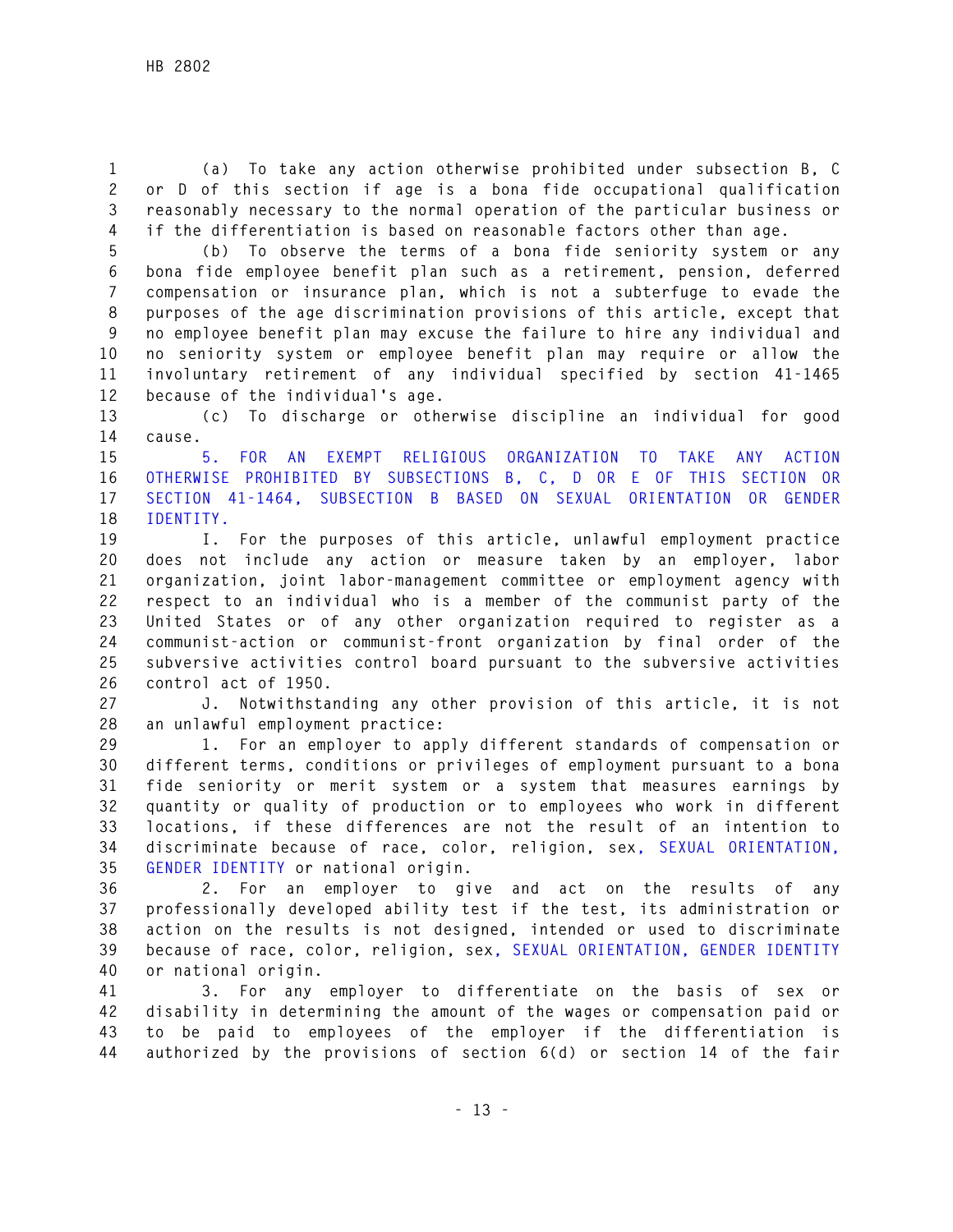(a) To take any action otherwise prohibited under subsection B, C or D of this section if age is a bona fide occupational qualification reasonably necessary to the normal operation of the particular business or if the differentiation is based on reasonable factors other than age.

(b) To observe the terms of a bona fide seniority system or any bona fide employee benefit plan such as a retirement, pension, deferred compensation or insurance plan, which is not a subterfuge to evade the purposes of the age discrimination provisions of this article, except that no employee benefit plan may excuse the failure to hire any individual and no seniority system or employee benefit plan may require or allow the involuntary retirement of any individual specified by section 41-1465 because of the individual's age.

(c) To discharge or otherwise discipline an individual for good cause.

5. FOR AN EXEMPT RELIGIOUS ORGANIZATION TO TAKE ANY ACTION OTHERWISE PROHIBITED BY SUBSECTIONS B, C, D OR E OF THIS SECTION OR SECTION 41-1464, SUBSECTION B BASED ON SEXUAL ORIENTATION OR GENDER IDENTITY.

I. For the purposes of this article, unlawful employment practice does not include any action or measure taken by an employer, labor organization, joint labor-management committee or employment agency with respect to an individual who is a member of the communist party of the United States or of any other organization required to register as a communist-action or communist-front organization by final order of the subversive activities control board pursuant to the subversive activities control act of 1950.

J. Notwithstanding any other provision of this article, it is not an unlawful employment practice:

1. For an employer to apply different standards of compensation or different terms, conditions or privileges of employment pursuant to a bona fide seniority or merit system or a system that measures earnings by quantity or quality of production or to employees who work in different locations, if these differences are not the result of an intention to discriminate because of race, color, religion, sex, SEXUAL ORIENTATION, GENDER IDENTITY or national origin.

2. For an employer to give and act on the results of any professionally developed ability test if the test, its administration or action on the results is not designed, intended or used to discriminate because of race, color, religion, sex, SEXUAL ORIENTATION, GENDER IDENTITY or national origin.

3. For any employer to differentiate on the basis of sex or disability in determining the amount of the wages or compensation paid or to be paid to employees of the employer if the differentiation is authorized by the provisions of section 6(d) or section 14 of the fair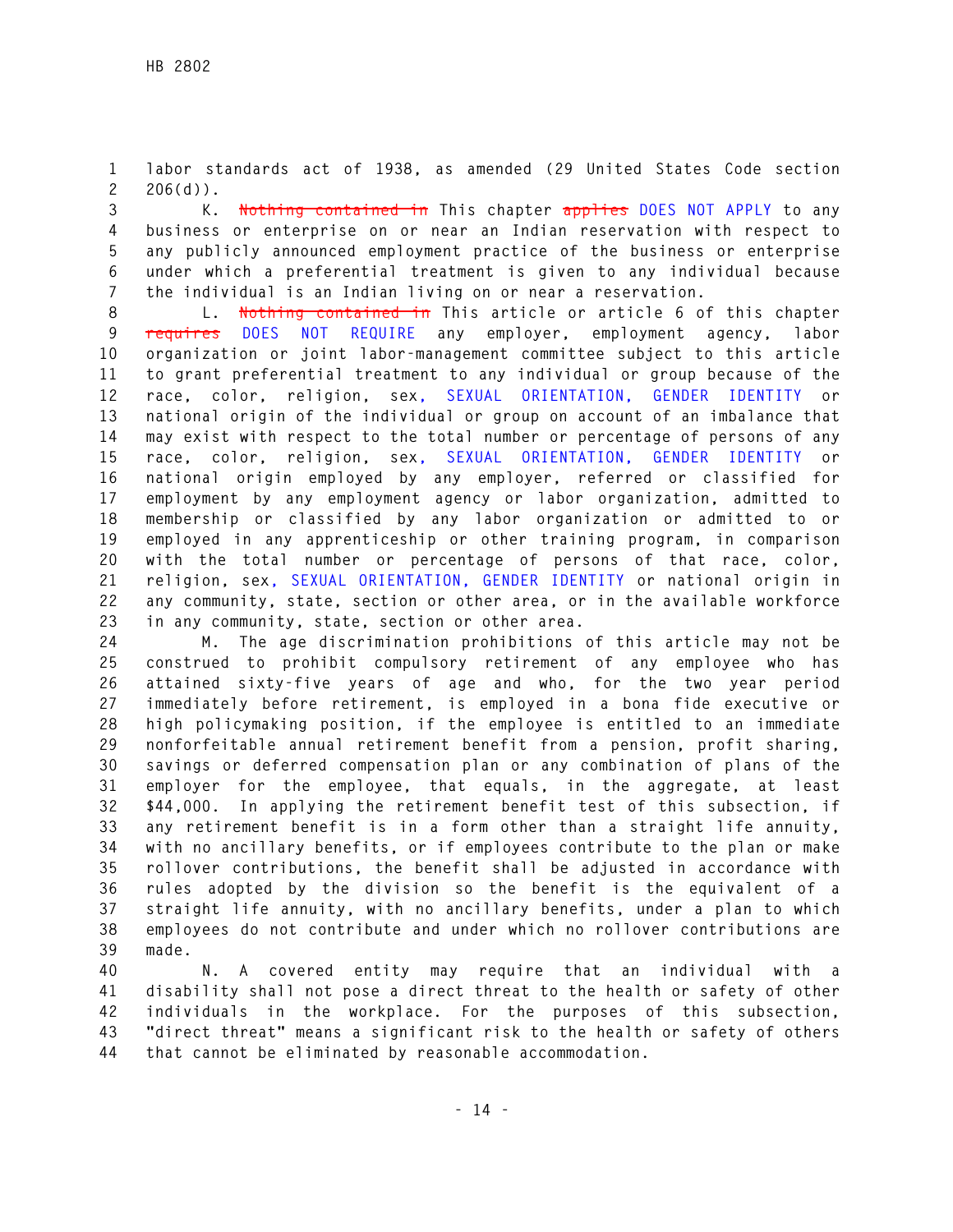labor standards act of 1938, as amended (29 United States Code section 206(d)).

K. ~~Nothing contained in~~ This chapter ~~applies~~ DOES NOT APPLY to any business or enterprise on or near an Indian reservation with respect to any publicly announced employment practice of the business or enterprise under which a preferential treatment is given to any individual because the individual is an Indian living on or near a reservation.

L. ~~Nothing contained in~~ This article or article 6 of this chapter ~~requires~~ DOES NOT REQUIRE any employer, employment agency, labor organization or joint labor-management committee subject to this article to grant preferential treatment to any individual or group because of the race, color, religion, sex, SEXUAL ORIENTATION, GENDER IDENTITY or national origin of the individual or group on account of an imbalance that may exist with respect to the total number or percentage of persons of any race, color, religion, sex, SEXUAL ORIENTATION, GENDER IDENTITY or national origin employed by any employer, referred or classified for employment by any employment agency or labor organization, admitted to membership or classified by any labor organization or admitted to or employed in any apprenticeship or other training program, in comparison with the total number or percentage of persons of that race, color, religion, sex, SEXUAL ORIENTATION, GENDER IDENTITY or national origin in any community, state, section or other area, or in the available workforce in any community, state, section or other area.

M. The age discrimination prohibitions of this article may not be construed to prohibit compulsory retirement of any employee who has attained sixty-five years of age and who, for the two year period immediately before retirement, is employed in a bona fide executive or high policymaking position, if the employee is entitled to an immediate nonforfeitable annual retirement benefit from a pension, profit sharing, savings or deferred compensation plan or any combination of plans of the employer for the employee, that equals, in the aggregate, at least $44,000. In applying the retirement benefit test of this subsection, if any retirement benefit is in a form other than a straight life annuity, with no ancillary benefits, or if employees contribute to the plan or make rollover contributions, the benefit shall be adjusted in accordance with rules adopted by the division so the benefit is the equivalent of a straight life annuity, with no ancillary benefits, under a plan to which employees do not contribute and under which no rollover contributions are made.

N. A covered entity may require that an individual with a disability shall not pose a direct threat to the health or safety of other individuals in the workplace. For the purposes of this subsection, "direct threat" means a significant risk to the health or safety of others that cannot be eliminated by reasonable accommodation.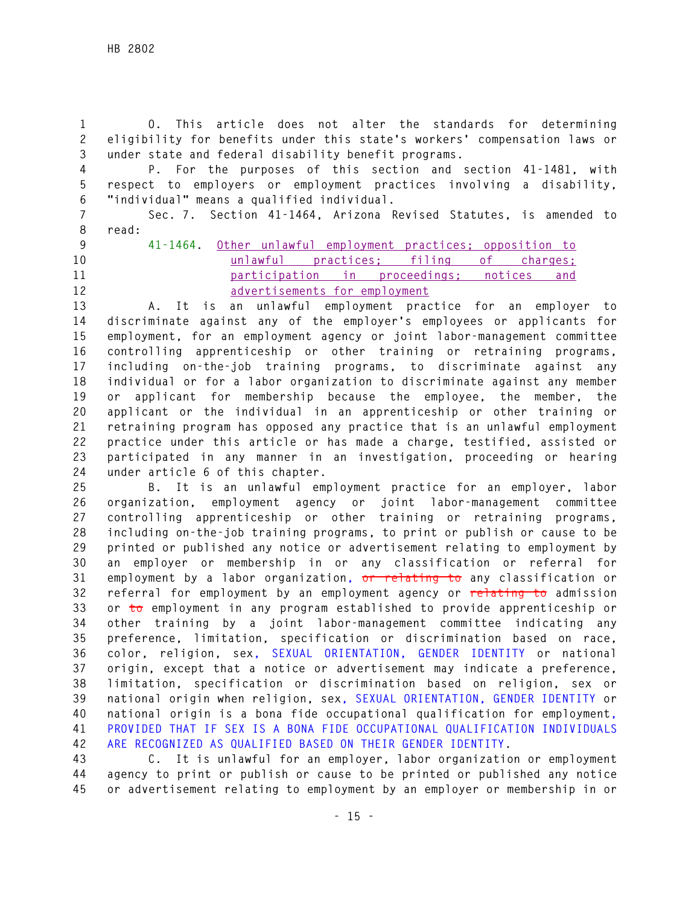O. This article does not alter the standards for determining eligibility for benefits under this state's workers' compensation laws or under state and federal disability benefit programs.

P. For the purposes of this section and section 41-1481, with respect to employers or employment practices involving a disability, "individual" means a qualified individual.

Sec. 7. Section 41-1464, Arizona Revised Statutes, is amended to read:

41-1464. Other unlawful employment practices; opposition to unlawful practices; filing of charges; participation in proceedings; notices and advertisements for employment

A. It is an unlawful employment practice for an employer to discriminate against any of the employer's employees or applicants for employment, for an employment agency or joint labor-management committee controlling apprenticeship or other training or retraining programs, including on-the-job training programs, to discriminate against any individual or for a labor organization to discriminate against any member or applicant for membership because the employee, the member, the applicant or the individual in an apprenticeship or other training or retraining program has opposed any practice that is an unlawful employment practice under this article or has made a charge, testified, assisted or participated in any manner in an investigation, proceeding or hearing under article 6 of this chapter.

B. It is an unlawful employment practice for an employer, labor organization, employment agency or joint labor-management committee controlling apprenticeship or other training or retraining programs, including on-the-job training programs, to print or publish or cause to be printed or published any notice or advertisement relating to employment by an employer or membership in or any classification or referral for employment by a labor organization, ~~or relating to~~ any classification or referral for employment by an employment agency or ~~relating to~~ admission or ~~to~~ employment in any program established to provide apprenticeship or other training by a joint labor-management committee indicating any preference, limitation, specification or discrimination based on race, color, religion, sex, SEXUAL ORIENTATION, GENDER IDENTITY or national origin, except that a notice or advertisement may indicate a preference, limitation, specification or discrimination based on religion, sex or national origin when religion, sex, SEXUAL ORIENTATION, GENDER IDENTITY or national origin is a bona fide occupational qualification for employment, PROVIDED THAT IF SEX IS A BONA FIDE OCCUPATIONAL QUALIFICATION INDIVIDUALS ARE RECOGNIZED AS QUALIFIED BASED ON THEIR GENDER IDENTITY.

C. It is unlawful for an employer, labor organization or employment agency to print or publish or cause to be printed or published any notice or advertisement relating to employment by an employer or membership in or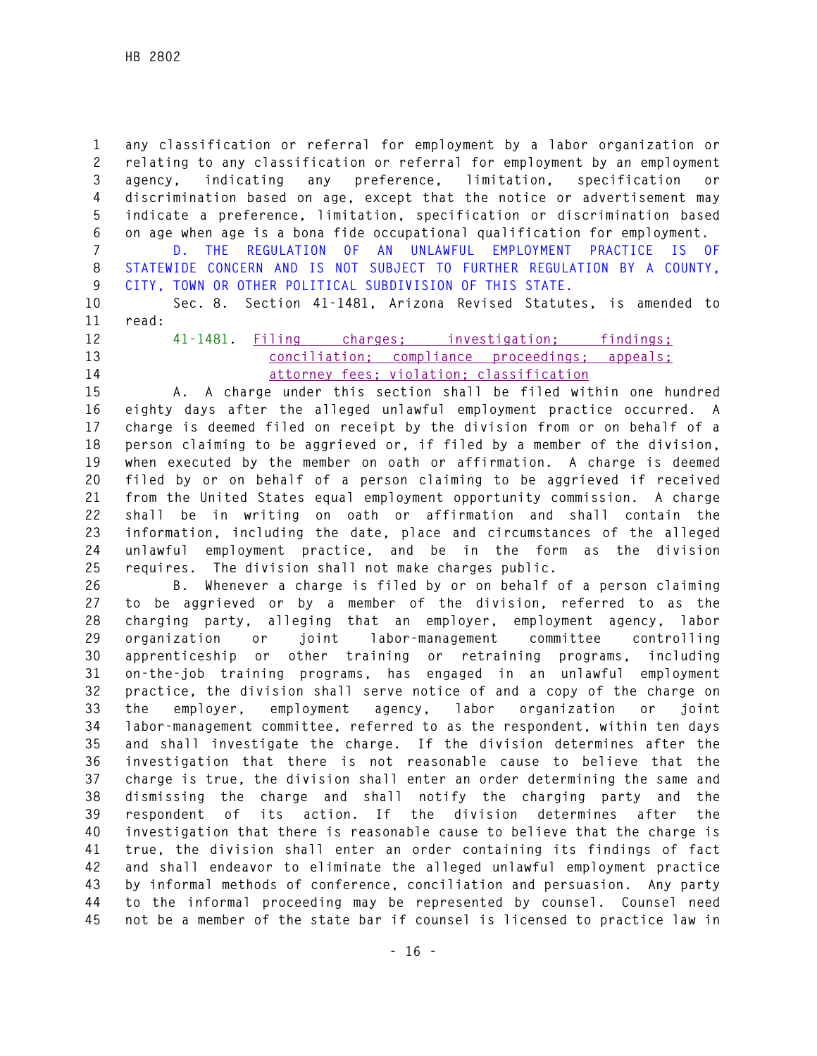any classification or referral for employment by a labor organization or relating to any classification or referral for employment by an employment agency, indicating any preference, limitation, specification or discrimination based on age, except that the notice or advertisement may indicate a preference, limitation, specification or discrimination based on age when age is a bona fide occupational qualification for employment.

D. THE REGULATION OF AN UNLAWFUL EMPLOYMENT PRACTICE IS OF STATEWIDE CONCERN AND IS NOT SUBJECT TO FURTHER REGULATION BY A COUNTY, CITY, TOWN OR OTHER POLITICAL SUBDIVISION OF THIS STATE.

Sec. 8. Section 41-1481, Arizona Revised Statutes, is amended to read:

41-1481. Filing charges; investigation; findings; conciliation; compliance proceedings; appeals; attorney fees; violation; classification

A. A charge under this section shall be filed within one hundred eighty days after the alleged unlawful employment practice occurred. A charge is deemed filed on receipt by the division from or on behalf of a person claiming to be aggrieved or, if filed by a member of the division, when executed by the member on oath or affirmation. A charge is deemed filed by or on behalf of a person claiming to be aggrieved if received from the United States equal employment opportunity commission. A charge shall be in writing on oath or affirmation and shall contain the information, including the date, place and circumstances of the alleged unlawful employment practice, and be in the form as the division requires. The division shall not make charges public.

B. Whenever a charge is filed by or on behalf of a person claiming to be aggrieved or by a member of the division, referred to as the charging party, alleging that an employer, employment agency, labor organization or joint labor-management committee controlling apprenticeship or other training or retraining programs, including on-the-job training programs, has engaged in an unlawful employment practice, the division shall serve notice of and a copy of the charge on the employer, employment agency, labor organization or joint labor-management committee, referred to as the respondent, within ten days and shall investigate the charge. If the division determines after the investigation that there is not reasonable cause to believe that the charge is true, the division shall enter an order determining the same and dismissing the charge and shall notify the charging party and the respondent of its action. If the division determines after the investigation that there is reasonable cause to believe that the charge is true, the division shall enter an order containing its findings of fact and shall endeavor to eliminate the alleged unlawful employment practice by informal methods of conference, conciliation and persuasion. Any party to the informal proceeding may be represented by counsel. Counsel need not be a member of the state bar if counsel is licensed to practice law in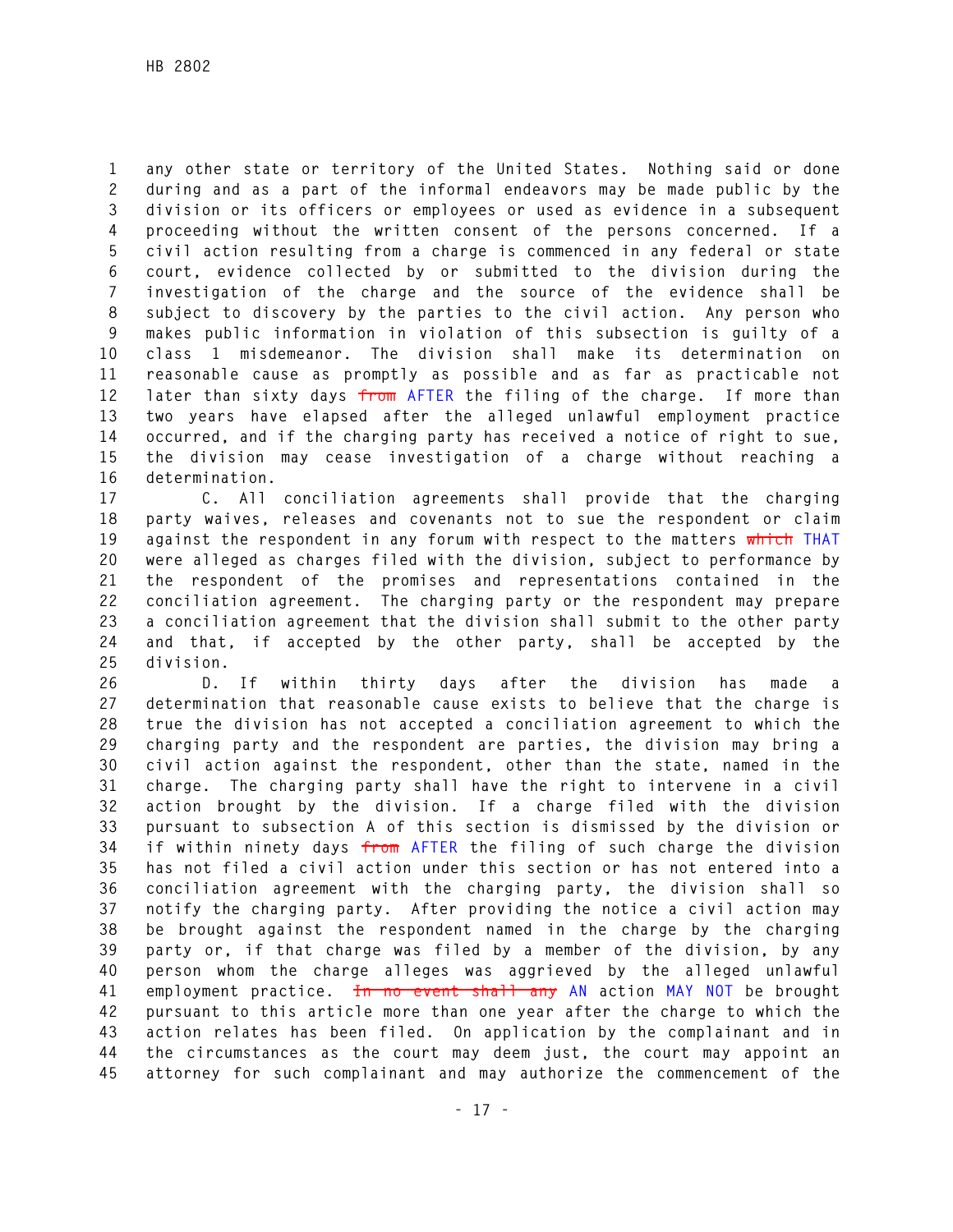any other state or territory of the United States. Nothing said or done during and as a part of the informal endeavors may be made public by the division or its officers or employees or used as evidence in a subsequent proceeding without the written consent of the persons concerned. If a civil action resulting from a charge is commenced in any federal or state court, evidence collected by or submitted to the division during the investigation of the charge and the source of the evidence shall be subject to discovery by the parties to the civil action. Any person who makes public information in violation of this subsection is guilty of a class 1 misdemeanor. The division shall make its determination on reasonable cause as promptly as possible and as far as practicable not later than sixty days ~~from~~ AFTER the filing of the charge. If more than two years have elapsed after the alleged unlawful employment practice occurred, and if the charging party has received a notice of right to sue, the division may cease investigation of a charge without reaching a determination.

C. All conciliation agreements shall provide that the charging party waives, releases and covenants not to sue the respondent or claim against the respondent in any forum with respect to the matters ~~which~~ THAT were alleged as charges filed with the division, subject to performance by the respondent of the promises and representations contained in the conciliation agreement. The charging party or the respondent may prepare a conciliation agreement that the division shall submit to the other party and that, if accepted by the other party, shall be accepted by the division.

D. If within thirty days after the division has made a determination that reasonable cause exists to believe that the charge is true the division has not accepted a conciliation agreement to which the charging party and the respondent are parties, the division may bring a civil action against the respondent, other than the state, named in the charge. The charging party shall have the right to intervene in a civil action brought by the division. If a charge filed with the division pursuant to subsection A of this section is dismissed by the division or if within ninety days ~~from~~ AFTER the filing of such charge the division has not filed a civil action under this section or has not entered into a conciliation agreement with the charging party, the division shall so notify the charging party. After providing the notice a civil action may be brought against the respondent named in the charge by the charging party or, if that charge was filed by a member of the division, by any person whom the charge alleges was aggrieved by the alleged unlawful employment practice. ~~In no event shall any~~ AN action MAY NOT be brought pursuant to this article more than one year after the charge to which the action relates has been filed. On application by the complainant and in the circumstances as the court may deem just, the court may appoint an attorney for such complainant and may authorize the commencement of the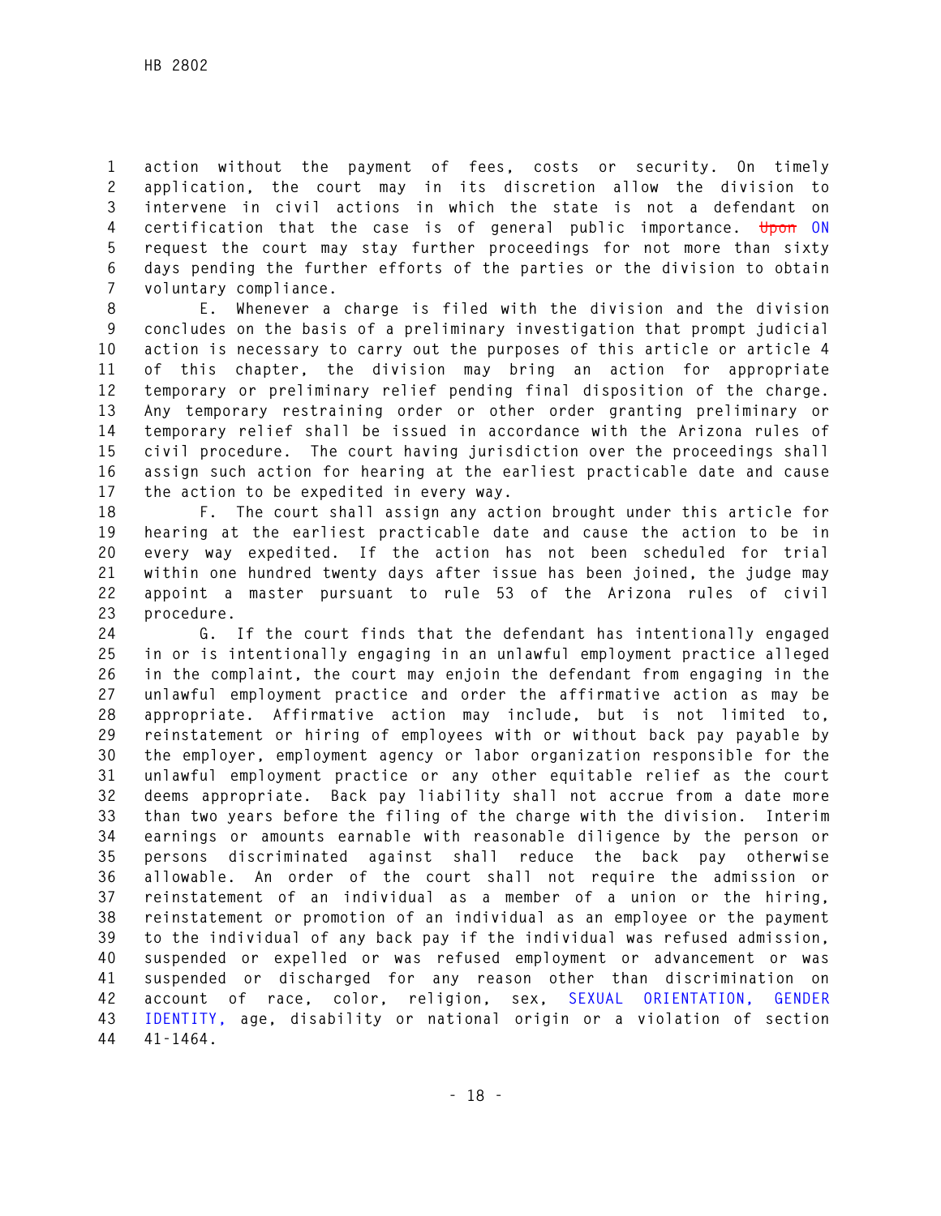action without the payment of fees, costs or security. On timely application, the court may in its discretion allow the division to intervene in civil actions in which the state is not a defendant on certification that the case is of general public importance. ~~Upon~~ ON request the court may stay further proceedings for not more than sixty days pending the further efforts of the parties or the division to obtain voluntary compliance.

E. Whenever a charge is filed with the division and the division concludes on the basis of a preliminary investigation that prompt judicial action is necessary to carry out the purposes of this article or article 4 of this chapter, the division may bring an action for appropriate temporary or preliminary relief pending final disposition of the charge. Any temporary restraining order or other order granting preliminary or temporary relief shall be issued in accordance with the Arizona rules of civil procedure. The court having jurisdiction over the proceedings shall assign such action for hearing at the earliest practicable date and cause the action to be expedited in every way.

F. The court shall assign any action brought under this article for hearing at the earliest practicable date and cause the action to be in every way expedited. If the action has not been scheduled for trial within one hundred twenty days after issue has been joined, the judge may appoint a master pursuant to rule 53 of the Arizona rules of civil procedure.

G. If the court finds that the defendant has intentionally engaged in or is intentionally engaging in an unlawful employment practice alleged in the complaint, the court may enjoin the defendant from engaging in the unlawful employment practice and order the affirmative action as may be appropriate. Affirmative action may include, but is not limited to, reinstatement or hiring of employees with or without back pay payable by the employer, employment agency or labor organization responsible for the unlawful employment practice or any other equitable relief as the court deems appropriate. Back pay liability shall not accrue from a date more than two years before the filing of the charge with the division. Interim earnings or amounts earnable with reasonable diligence by the person or persons discriminated against shall reduce the back pay otherwise allowable. An order of the court shall not require the admission or reinstatement of an individual as a member of a union or the hiring, reinstatement or promotion of an individual as an employee or the payment to the individual of any back pay if the individual was refused admission, suspended or expelled or was refused employment or advancement or was suspended or discharged for any reason other than discrimination on account of race, color, religion, sex, SEXUAL ORIENTATION, GENDER IDENTITY, age, disability or national origin or a violation of section 41-1464.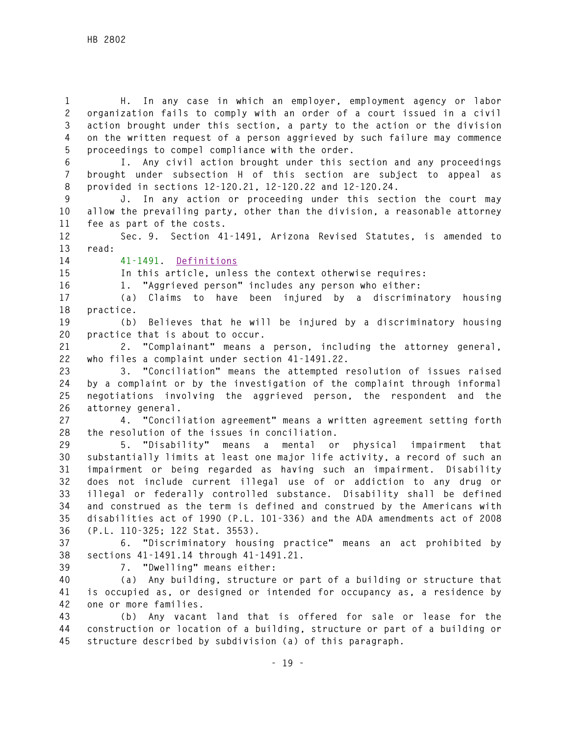H. In any case in which an employer, employment agency or labor organization fails to comply with an order of a court issued in a civil action brought under this section, a party to the action or the division on the written request of a person aggrieved by such failure may commence proceedings to compel compliance with the order.

I. Any civil action brought under this section and any proceedings brought under subsection H of this section are subject to appeal as provided in sections 12-120.21, 12-120.22 and 12-120.24.

J. In any action or proceeding under this section the court may allow the prevailing party, other than the division, a reasonable attorney fee as part of the costs.

Sec. 9. Section 41-1491, Arizona Revised Statutes, is amended to read:

41-1491. Definitions

In this article, unless the context otherwise requires:

1. "Aggrieved person" includes any person who either:

(a) Claims to have been injured by a discriminatory housing practice.

(b) Believes that he will be injured by a discriminatory housing practice that is about to occur.

2. "Complainant" means a person, including the attorney general, who files a complaint under section 41-1491.22.

3. "Conciliation" means the attempted resolution of issues raised by a complaint or by the investigation of the complaint through informal negotiations involving the aggrieved person, the respondent and the attorney general.

4. "Conciliation agreement" means a written agreement setting forth the resolution of the issues in conciliation.

5. "Disability" means a mental or physical impairment that substantially limits at least one major life activity, a record of such an impairment or being regarded as having such an impairment. Disability does not include current illegal use of or addiction to any drug or illegal or federally controlled substance. Disability shall be defined and construed as the term is defined and construed by the Americans with disabilities act of 1990 (P.L. 101-336) and the ADA amendments act of 2008 (P.L. 110-325; 122 Stat. 3553).

6. "Discriminatory housing practice" means an act prohibited by sections 41-1491.14 through 41-1491.21.

7. "Dwelling" means either:

(a) Any building, structure or part of a building or structure that is occupied as, or designed or intended for occupancy as, a residence by one or more families.

(b) Any vacant land that is offered for sale or lease for the construction or location of a building, structure or part of a building or structure described by subdivision (a) of this paragraph.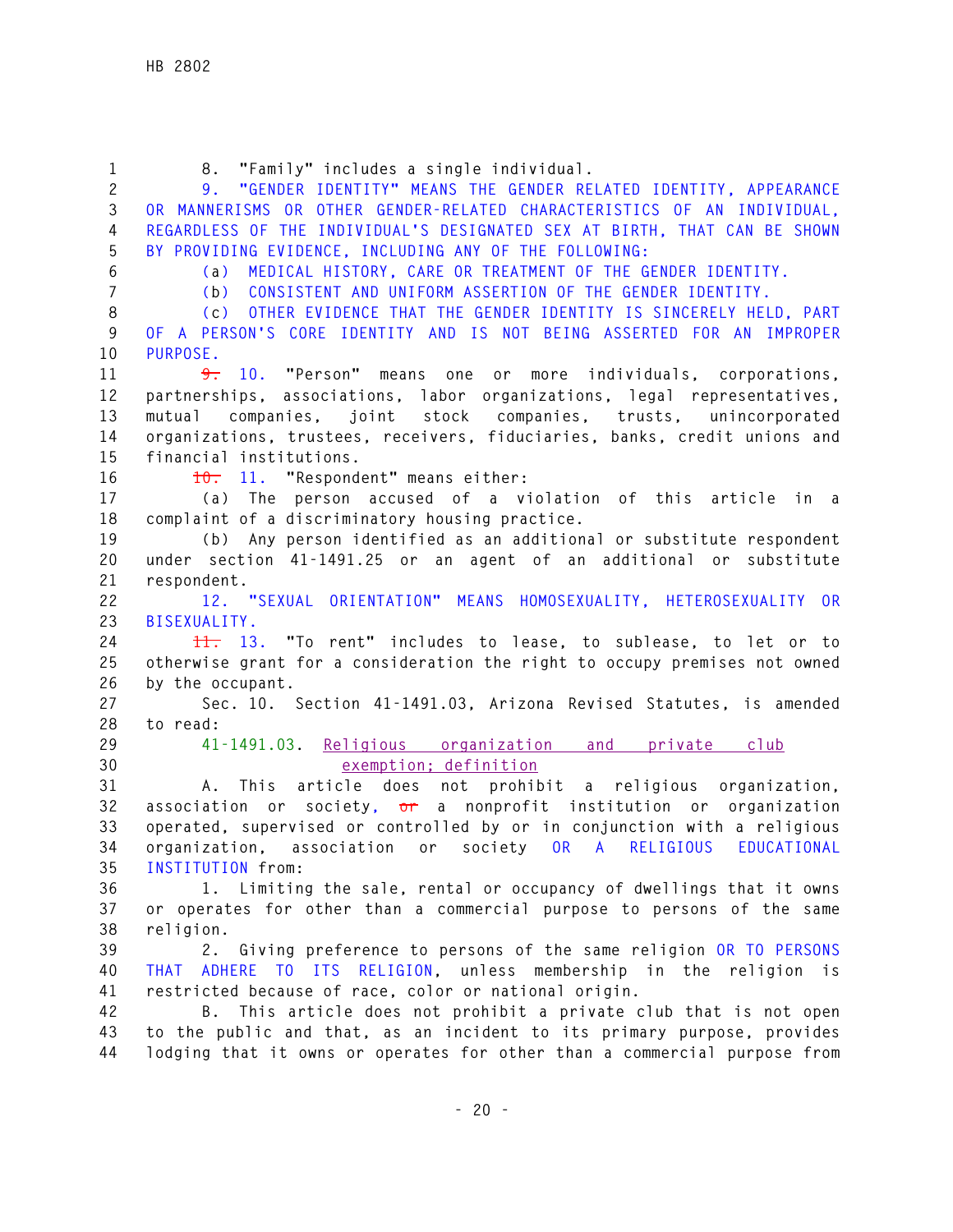8. "Family" includes a single individual.

9. "GENDER IDENTITY" MEANS THE GENDER RELATED IDENTITY, APPEARANCE OR MANNERISMS OR OTHER GENDER-RELATED CHARACTERISTICS OF AN INDIVIDUAL, REGARDLESS OF THE INDIVIDUAL'S DESIGNATED SEX AT BIRTH, THAT CAN BE SHOWN BY PROVIDING EVIDENCE, INCLUDING ANY OF THE FOLLOWING:

(a) MEDICAL HISTORY, CARE OR TREATMENT OF THE GENDER IDENTITY.

(b) CONSISTENT AND UNIFORM ASSERTION OF THE GENDER IDENTITY.

(c) OTHER EVIDENCE THAT THE GENDER IDENTITY IS SINCERELY HELD, PART OF A PERSON'S CORE IDENTITY AND IS NOT BEING ASSERTED FOR AN IMPROPER PURPOSE.

~~9.~~ 10. "Person" means one or more individuals, corporations, partnerships, associations, labor organizations, legal representatives, mutual companies, joint stock companies, trusts, unincorporated organizations, trustees, receivers, fiduciaries, banks, credit unions and financial institutions.

~~10.~~ 11. "Respondent" means either:

(a) The person accused of a violation of this article in a complaint of a discriminatory housing practice.

(b) Any person identified as an additional or substitute respondent under section 41-1491.25 or an agent of an additional or substitute respondent.

12. "SEXUAL ORIENTATION" MEANS HOMOSEXUALITY, HETEROSEXUALITY OR BISEXUALITY.

~~11.~~ 13. "To rent" includes to lease, to sublease, to let or to otherwise grant for a consideration the right to occupy premises not owned by the occupant.

Sec. 10. Section 41-1491.03, Arizona Revised Statutes, is amended to read:

41-1491.03. Religious organization and private club exemption; definition

A. This article does not prohibit a religious organization, association or society, ~~or~~ a nonprofit institution or organization operated, supervised or controlled by or in conjunction with a religious organization, association or society OR A RELIGIOUS EDUCATIONAL INSTITUTION from:

1. Limiting the sale, rental or occupancy of dwellings that it owns or operates for other than a commercial purpose to persons of the same religion.

2. Giving preference to persons of the same religion OR TO PERSONS THAT ADHERE TO ITS RELIGION, unless membership in the religion is restricted because of race, color or national origin.

B. This article does not prohibit a private club that is not open to the public and that, as an incident to its primary purpose, provides lodging that it owns or operates for other than a commercial purpose from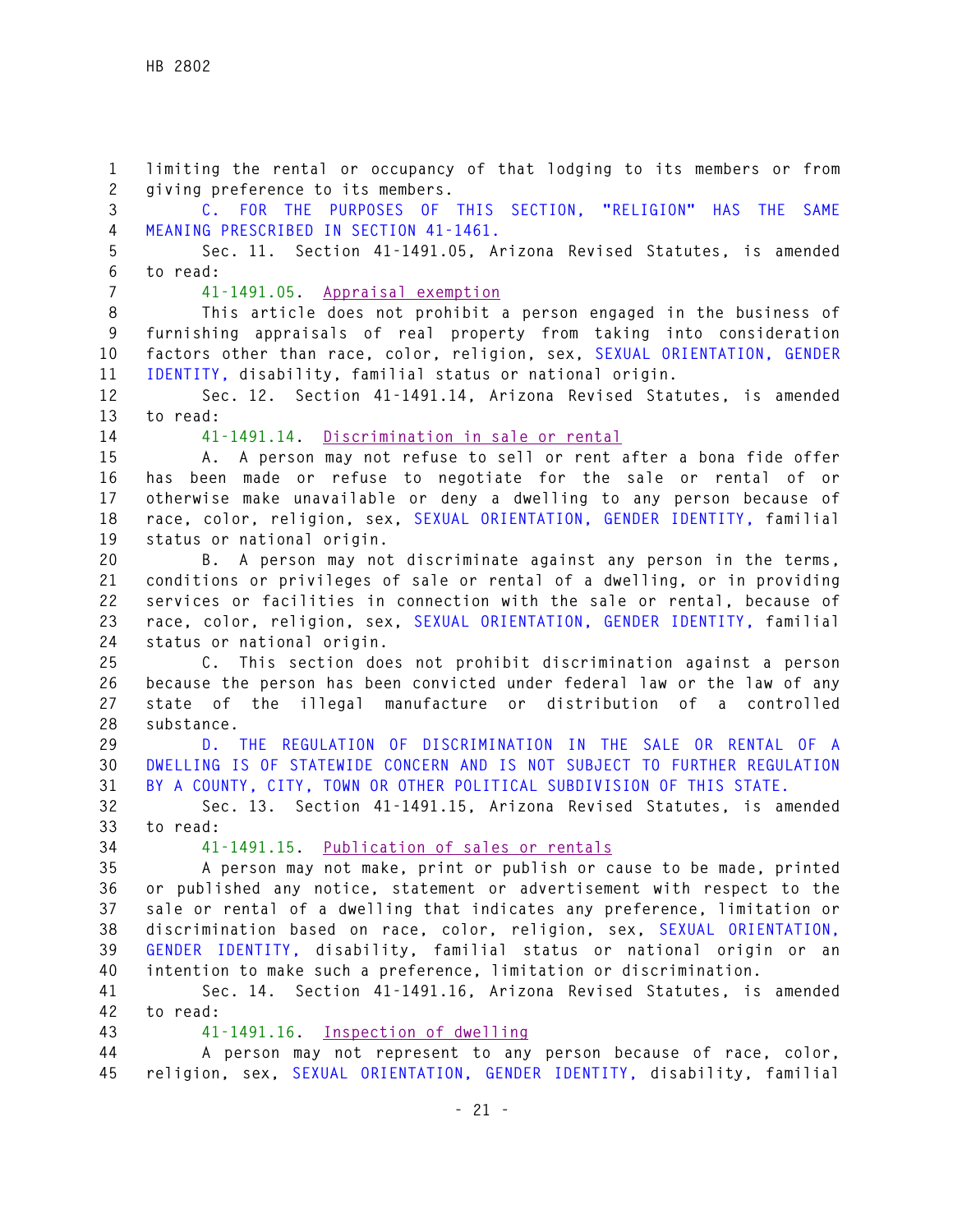limiting the rental or occupancy of that lodging to its members or from giving preference to its members.

C. FOR THE PURPOSES OF THIS SECTION, "RELIGION" HAS THE SAME MEANING PRESCRIBED IN SECTION 41-1461.

Sec. 11. Section 41-1491.05, Arizona Revised Statutes, is amended to read:

41-1491.05. Appraisal exemption

This article does not prohibit a person engaged in the business of furnishing appraisals of real property from taking into consideration factors other than race, color, religion, sex, SEXUAL ORIENTATION, GENDER IDENTITY, disability, familial status or national origin.

Sec. 12. Section 41-1491.14, Arizona Revised Statutes, is amended to read:

41-1491.14. Discrimination in sale or rental

A. A person may not refuse to sell or rent after a bona fide offer has been made or refuse to negotiate for the sale or rental of or otherwise make unavailable or deny a dwelling to any person because of race, color, religion, sex, SEXUAL ORIENTATION, GENDER IDENTITY, familial status or national origin.

B. A person may not discriminate against any person in the terms, conditions or privileges of sale or rental of a dwelling, or in providing services or facilities in connection with the sale or rental, because of race, color, religion, sex, SEXUAL ORIENTATION, GENDER IDENTITY, familial status or national origin.

C. This section does not prohibit discrimination against a person because the person has been convicted under federal law or the law of any state of the illegal manufacture or distribution of a controlled substance.

D. THE REGULATION OF DISCRIMINATION IN THE SALE OR RENTAL OF A DWELLING IS OF STATEWIDE CONCERN AND IS NOT SUBJECT TO FURTHER REGULATION BY A COUNTY, CITY, TOWN OR OTHER POLITICAL SUBDIVISION OF THIS STATE.

Sec. 13. Section 41-1491.15, Arizona Revised Statutes, is amended to read:

41-1491.15. Publication of sales or rentals

A person may not make, print or publish or cause to be made, printed or published any notice, statement or advertisement with respect to the sale or rental of a dwelling that indicates any preference, limitation or discrimination based on race, color, religion, sex, SEXUAL ORIENTATION, GENDER IDENTITY, disability, familial status or national origin or an intention to make such a preference, limitation or discrimination.

Sec. 14. Section 41-1491.16, Arizona Revised Statutes, is amended to read:

41-1491.16. Inspection of dwelling

A person may not represent to any person because of race, color, religion, sex, SEXUAL ORIENTATION, GENDER IDENTITY, disability, familial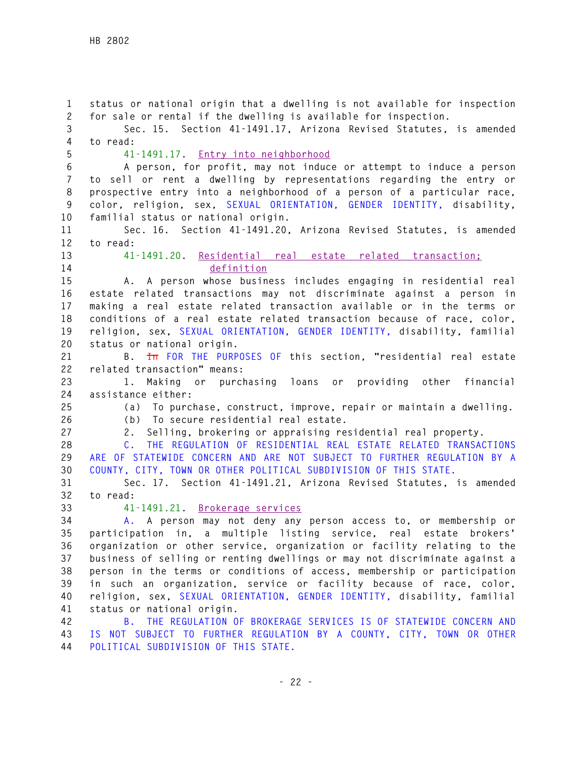status or national origin that a dwelling is not available for inspection for sale or rental if the dwelling is available for inspection.

Sec. 15. Section 41-1491.17, Arizona Revised Statutes, is amended to read:

41-1491.17. Entry into neighborhood

A person, for profit, may not induce or attempt to induce a person to sell or rent a dwelling by representations regarding the entry or prospective entry into a neighborhood of a person of a particular race, color, religion, sex, SEXUAL ORIENTATION, GENDER IDENTITY, disability, familial status or national origin.

Sec. 16. Section 41-1491.20, Arizona Revised Statutes, is amended to read:

41-1491.20. Residential real estate related transaction; definition

A. A person whose business includes engaging in residential real estate related transactions may not discriminate against a person in making a real estate related transaction available or in the terms or conditions of a real estate related transaction because of race, color, religion, sex, SEXUAL ORIENTATION, GENDER IDENTITY, disability, familial status or national origin.

B. ~~In~~ FOR THE PURPOSES OF this section, "residential real estate related transaction" means:

1. Making or purchasing loans or providing other financial assistance either:

(a) To purchase, construct, improve, repair or maintain a dwelling.

(b) To secure residential real estate.

2. Selling, brokering or appraising residential real property.

C. THE REGULATION OF RESIDENTIAL REAL ESTATE RELATED TRANSACTIONS ARE OF STATEWIDE CONCERN AND ARE NOT SUBJECT TO FURTHER REGULATION BY A COUNTY, CITY, TOWN OR OTHER POLITICAL SUBDIVISION OF THIS STATE.

Sec. 17. Section 41-1491.21, Arizona Revised Statutes, is amended to read:

41-1491.21. Brokerage services

A. A person may not deny any person access to, or membership or participation in, a multiple listing service, real estate brokers' organization or other service, organization or facility relating to the business of selling or renting dwellings or may not discriminate against a person in the terms or conditions of access, membership or participation in such an organization, service or facility because of race, color, religion, sex, SEXUAL ORIENTATION, GENDER IDENTITY, disability, familial status or national origin.

B. THE REGULATION OF BROKERAGE SERVICES IS OF STATEWIDE CONCERN AND IS NOT SUBJECT TO FURTHER REGULATION BY A COUNTY, CITY, TOWN OR OTHER POLITICAL SUBDIVISION OF THIS STATE.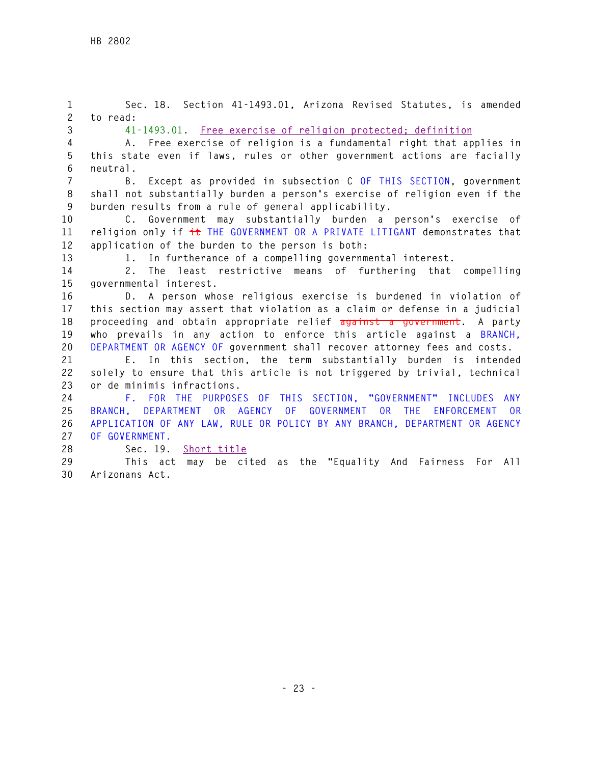Sec. 18. Section 41-1493.01, Arizona Revised Statutes, is amended to read:

41-1493.01. Free exercise of religion protected; definition

A. Free exercise of religion is a fundamental right that applies in this state even if laws, rules or other government actions are facially neutral.

B. Except as provided in subsection C OF THIS SECTION, government shall not substantially burden a person's exercise of religion even if the burden results from a rule of general applicability.

C. Government may substantially burden a person's exercise of religion only if ~~it~~ THE GOVERNMENT OR A PRIVATE LITIGANT demonstrates that application of the burden to the person is both:

1. In furtherance of a compelling governmental interest.

2. The least restrictive means of furthering that compelling governmental interest.

D. A person whose religious exercise is burdened in violation of this section may assert that violation as a claim or defense in a judicial proceeding and obtain appropriate relief ~~against a government~~. A party who prevails in any action to enforce this article against a BRANCH, DEPARTMENT OR AGENCY OF government shall recover attorney fees and costs.

E. In this section, the term substantially burden is intended solely to ensure that this article is not triggered by trivial, technical or de minimis infractions.

F. FOR THE PURPOSES OF THIS SECTION, "GOVERNMENT" INCLUDES ANY BRANCH, DEPARTMENT OR AGENCY OF GOVERNMENT OR THE ENFORCEMENT OR APPLICATION OF ANY LAW, RULE OR POLICY BY ANY BRANCH, DEPARTMENT OR AGENCY OF GOVERNMENT.

Sec. 19. Short title

This act may be cited as the "Equality And Fairness For All Arizonans Act.